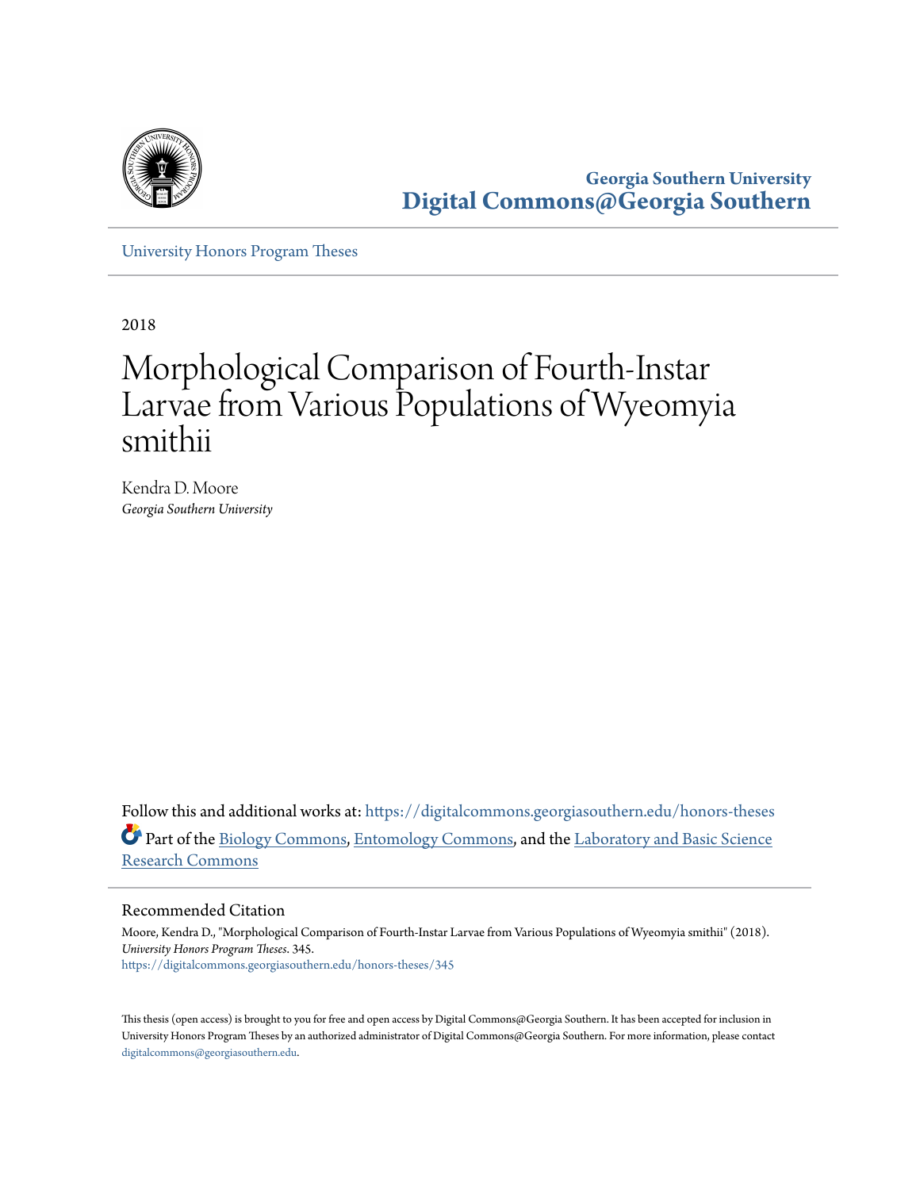Georgia Southern University
**Digital Commons@Georgia Southern**

University Honors Program Theses

2018

# Morphological Comparison of Fourth-Instar Larvae from Various Populations of Wyeomyia smithii

Kendra D. Moore
*Georgia Southern University*

Follow this and additional works at: https://digitalcommons.georgiasouthern.edu/honors-theses

Part of the Biology Commons, Entomology Commons, and the Laboratory and Basic Science Research Commons

## Recommended Citation

Moore, Kendra D., "Morphological Comparison of Fourth-Instar Larvae from Various Populations of Wyeomyia smithii" (2018). *University Honors Program Theses*. 345.
https://digitalcommons.georgiasouthern.edu/honors-theses/345

This thesis (open access) is brought to you for free and open access by Digital Commons@Georgia Southern. It has been accepted for inclusion in University Honors Program Theses by an authorized administrator of Digital Commons@Georgia Southern. For more information, please contact digitalcommons@georgiasouthern.edu.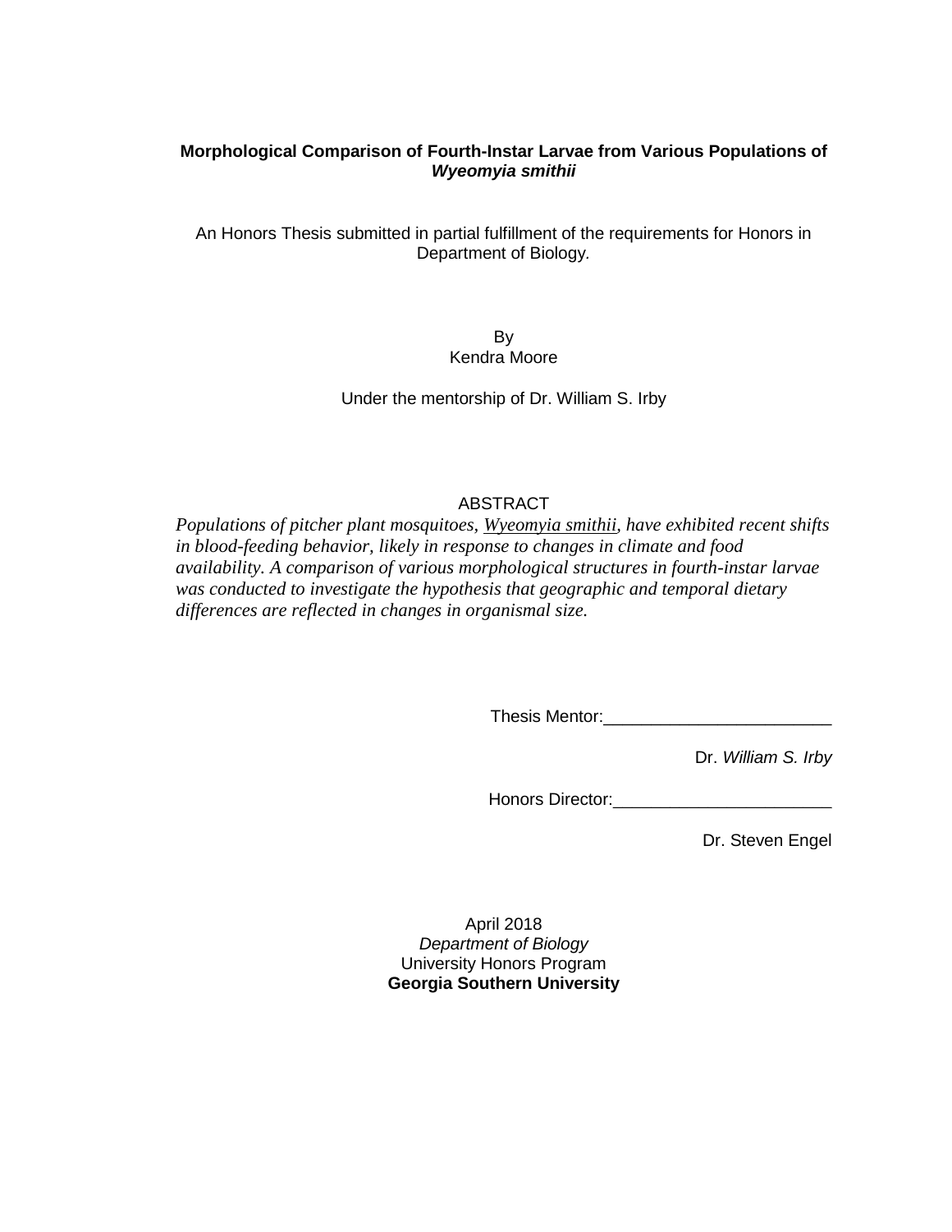**Morphological Comparison of Fourth-Instar Larvae from Various Populations of *Wyeomyia smithii***

An Honors Thesis submitted in partial fulfillment of the requirements for Honors in Department of Biology.

By
Kendra Moore

Under the mentorship of Dr. William S. Irby

ABSTRACT

*Populations of pitcher plant mosquitoes, Wyeomyia smithii, have exhibited recent shifts in blood-feeding behavior, likely in response to changes in climate and food availability. A comparison of various morphological structures in fourth-instar larvae was conducted to investigate the hypothesis that geographic and temporal dietary differences are reflected in changes in organismal size.*

Thesis Mentor:________________________

Dr. *William S. Irby*

Honors Director:_______________________

Dr. Steven Engel

April 2018
*Department of Biology*
University Honors Program
**Georgia Southern University**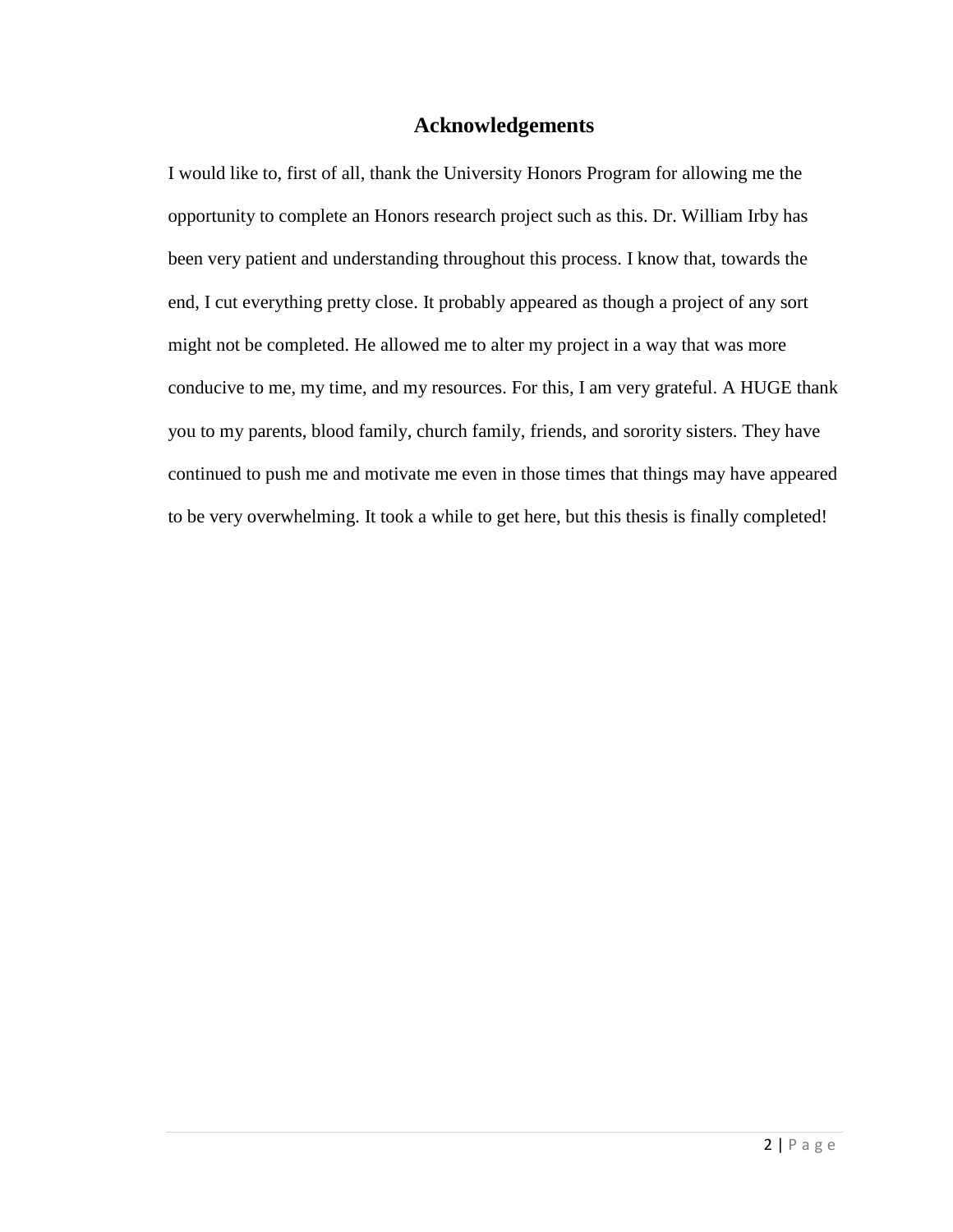## Acknowledgements

I would like to, first of all, thank the University Honors Program for allowing me the opportunity to complete an Honors research project such as this. Dr. William Irby has been very patient and understanding throughout this process. I know that, towards the end, I cut everything pretty close. It probably appeared as though a project of any sort might not be completed. He allowed me to alter my project in a way that was more conducive to me, my time, and my resources. For this, I am very grateful. A HUGE thank you to my parents, blood family, church family, friends, and sorority sisters. They have continued to push me and motivate me even in those times that things may have appeared to be very overwhelming. It took a while to get here, but this thesis is finally completed!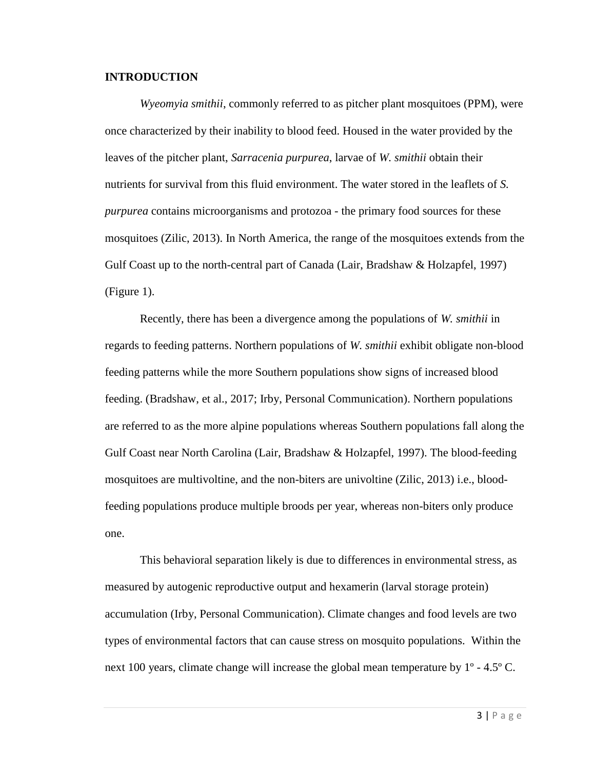**INTRODUCTION**

*Wyeomyia smithii*, commonly referred to as pitcher plant mosquitoes (PPM), were once characterized by their inability to blood feed. Housed in the water provided by the leaves of the pitcher plant, *Sarracenia purpurea*, larvae of *W. smithii* obtain their nutrients for survival from this fluid environment. The water stored in the leaflets of *S. purpurea* contains microorganisms and protozoa - the primary food sources for these mosquitoes (Zilic, 2013). In North America, the range of the mosquitoes extends from the Gulf Coast up to the north-central part of Canada (Lair, Bradshaw & Holzapfel, 1997) (Figure 1).

Recently, there has been a divergence among the populations of *W. smithii* in regards to feeding patterns. Northern populations of *W. smithii* exhibit obligate non-blood feeding patterns while the more Southern populations show signs of increased blood feeding. (Bradshaw, et al., 2017; Irby, Personal Communication). Northern populations are referred to as the more alpine populations whereas Southern populations fall along the Gulf Coast near North Carolina (Lair, Bradshaw & Holzapfel, 1997). The blood-feeding mosquitoes are multivoltine, and the non-biters are univoltine (Zilic, 2013) i.e., blood-feeding populations produce multiple broods per year, whereas non-biters only produce one.

This behavioral separation likely is due to differences in environmental stress, as measured by autogenic reproductive output and hexamerin (larval storage protein) accumulation (Irby, Personal Communication). Climate changes and food levels are two types of environmental factors that can cause stress on mosquito populations. Within the next 100 years, climate change will increase the global mean temperature by 1º - 4.5º C.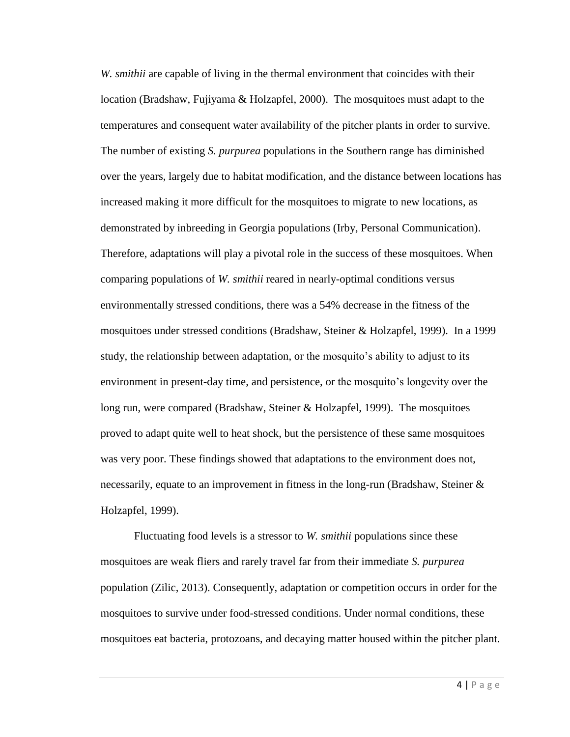*W. smithii* are capable of living in the thermal environment that coincides with their location (Bradshaw, Fujiyama & Holzapfel, 2000). The mosquitoes must adapt to the temperatures and consequent water availability of the pitcher plants in order to survive. The number of existing *S. purpurea* populations in the Southern range has diminished over the years, largely due to habitat modification, and the distance between locations has increased making it more difficult for the mosquitoes to migrate to new locations, as demonstrated by inbreeding in Georgia populations (Irby, Personal Communication). Therefore, adaptations will play a pivotal role in the success of these mosquitoes. When comparing populations of *W. smithii* reared in nearly-optimal conditions versus environmentally stressed conditions, there was a 54% decrease in the fitness of the mosquitoes under stressed conditions (Bradshaw, Steiner & Holzapfel, 1999). In a 1999 study, the relationship between adaptation, or the mosquito's ability to adjust to its environment in present-day time, and persistence, or the mosquito's longevity over the long run, were compared (Bradshaw, Steiner & Holzapfel, 1999). The mosquitoes proved to adapt quite well to heat shock, but the persistence of these same mosquitoes was very poor. These findings showed that adaptations to the environment does not, necessarily, equate to an improvement in fitness in the long-run (Bradshaw, Steiner & Holzapfel, 1999).

Fluctuating food levels is a stressor to *W. smithii* populations since these mosquitoes are weak fliers and rarely travel far from their immediate *S. purpurea* population (Zilic, 2013). Consequently, adaptation or competition occurs in order for the mosquitoes to survive under food-stressed conditions. Under normal conditions, these mosquitoes eat bacteria, protozoans, and decaying matter housed within the pitcher plant.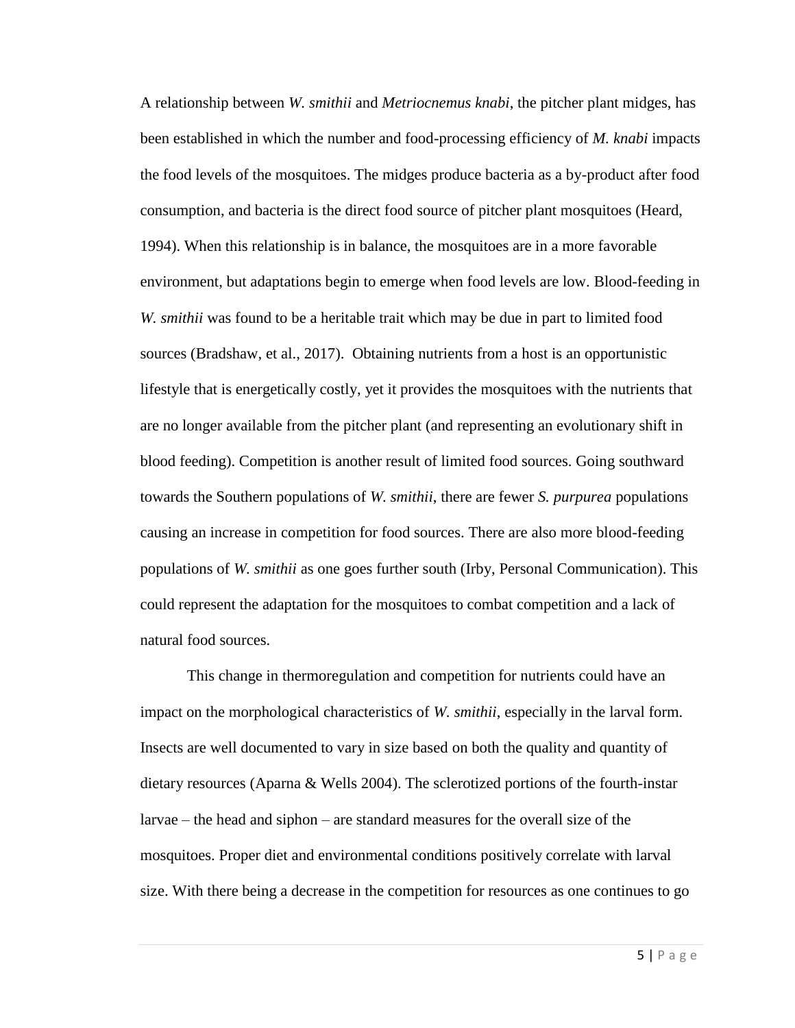A relationship between *W. smithii* and *Metriocnemus knabi*, the pitcher plant midges, has been established in which the number and food-processing efficiency of *M. knabi* impacts the food levels of the mosquitoes. The midges produce bacteria as a by-product after food consumption, and bacteria is the direct food source of pitcher plant mosquitoes (Heard, 1994). When this relationship is in balance, the mosquitoes are in a more favorable environment, but adaptations begin to emerge when food levels are low. Blood-feeding in *W. smithii* was found to be a heritable trait which may be due in part to limited food sources (Bradshaw, et al., 2017).  Obtaining nutrients from a host is an opportunistic lifestyle that is energetically costly, yet it provides the mosquitoes with the nutrients that are no longer available from the pitcher plant (and representing an evolutionary shift in blood feeding). Competition is another result of limited food sources. Going southward towards the Southern populations of *W. smithii*, there are fewer *S. purpurea* populations causing an increase in competition for food sources. There are also more blood-feeding populations of *W. smithii* as one goes further south (Irby, Personal Communication). This could represent the adaptation for the mosquitoes to combat competition and a lack of natural food sources.

This change in thermoregulation and competition for nutrients could have an impact on the morphological characteristics of *W. smithii*, especially in the larval form. Insects are well documented to vary in size based on both the quality and quantity of dietary resources (Aparna & Wells 2004). The sclerotized portions of the fourth-instar larvae – the head and siphon – are standard measures for the overall size of the mosquitoes. Proper diet and environmental conditions positively correlate with larval size. With there being a decrease in the competition for resources as one continues to go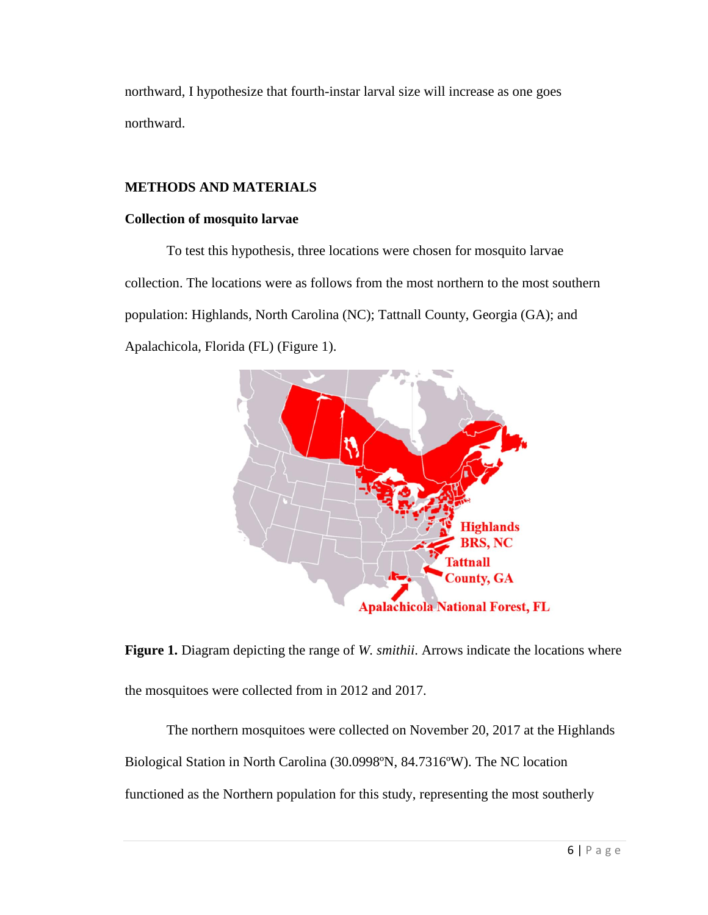northward, I hypothesize that fourth-instar larval size will increase as one goes northward.

## METHODS AND MATERIALS

### Collection of mosquito larvae

To test this hypothesis, three locations were chosen for mosquito larvae collection. The locations were as follows from the most northern to the most southern population: Highlands, North Carolina (NC); Tattnall County, Georgia (GA); and Apalachicola, Florida (FL) (Figure 1).

**Figure 1.** Diagram depicting the range of *W. smithii*. Arrows indicate the locations where the mosquitoes were collected from in 2012 and 2017.

The northern mosquitoes were collected on November 20, 2017 at the Highlands Biological Station in North Carolina (30.0998ºN, 84.7316ºW). The NC location functioned as the Northern population for this study, representing the most southerly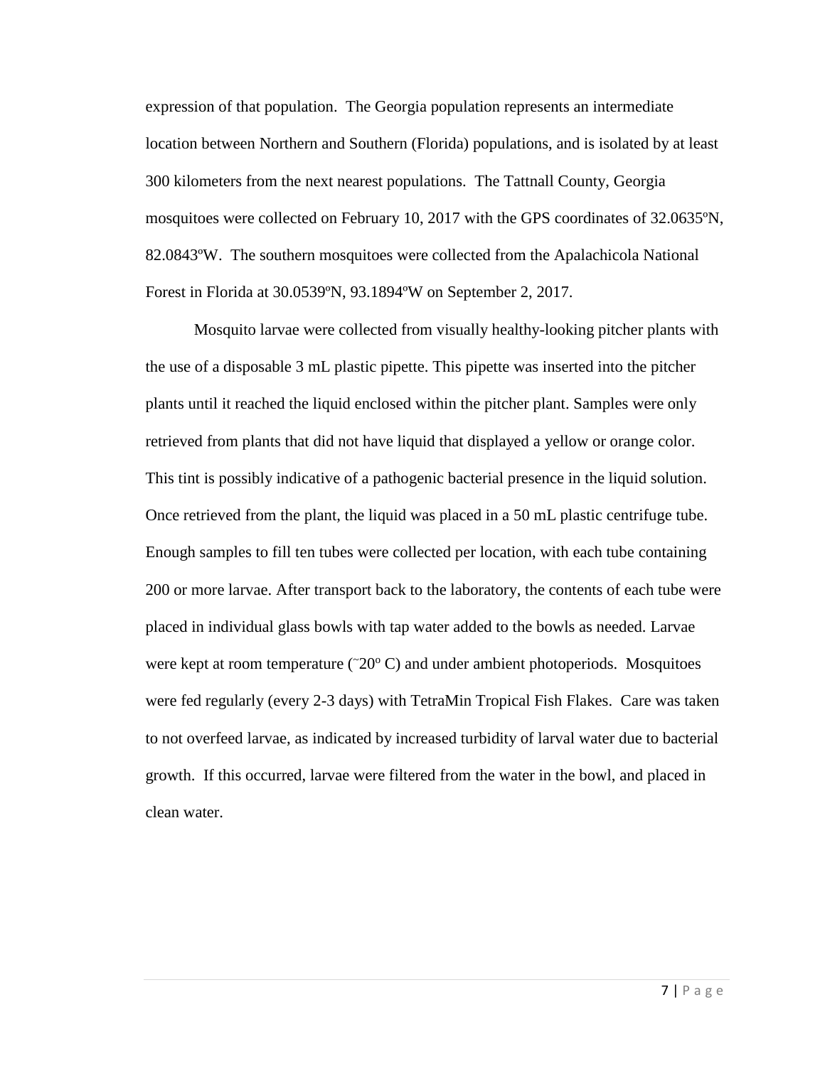expression of that population. The Georgia population represents an intermediate location between Northern and Southern (Florida) populations, and is isolated by at least 300 kilometers from the next nearest populations. The Tattnall County, Georgia mosquitoes were collected on February 10, 2017 with the GPS coordinates of 32.0635ºN, 82.0843ºW. The southern mosquitoes were collected from the Apalachicola National Forest in Florida at 30.0539ºN, 93.1894ºW on September 2, 2017.

Mosquito larvae were collected from visually healthy-looking pitcher plants with the use of a disposable 3 mL plastic pipette. This pipette was inserted into the pitcher plants until it reached the liquid enclosed within the pitcher plant. Samples were only retrieved from plants that did not have liquid that displayed a yellow or orange color. This tint is possibly indicative of a pathogenic bacterial presence in the liquid solution. Once retrieved from the plant, the liquid was placed in a 50 mL plastic centrifuge tube. Enough samples to fill ten tubes were collected per location, with each tube containing 200 or more larvae. After transport back to the laboratory, the contents of each tube were placed in individual glass bowls with tap water added to the bowls as needed. Larvae were kept at room temperature (˜20º C) and under ambient photoperiods. Mosquitoes were fed regularly (every 2-3 days) with TetraMin Tropical Fish Flakes. Care was taken to not overfeed larvae, as indicated by increased turbidity of larval water due to bacterial growth. If this occurred, larvae were filtered from the water in the bowl, and placed in clean water.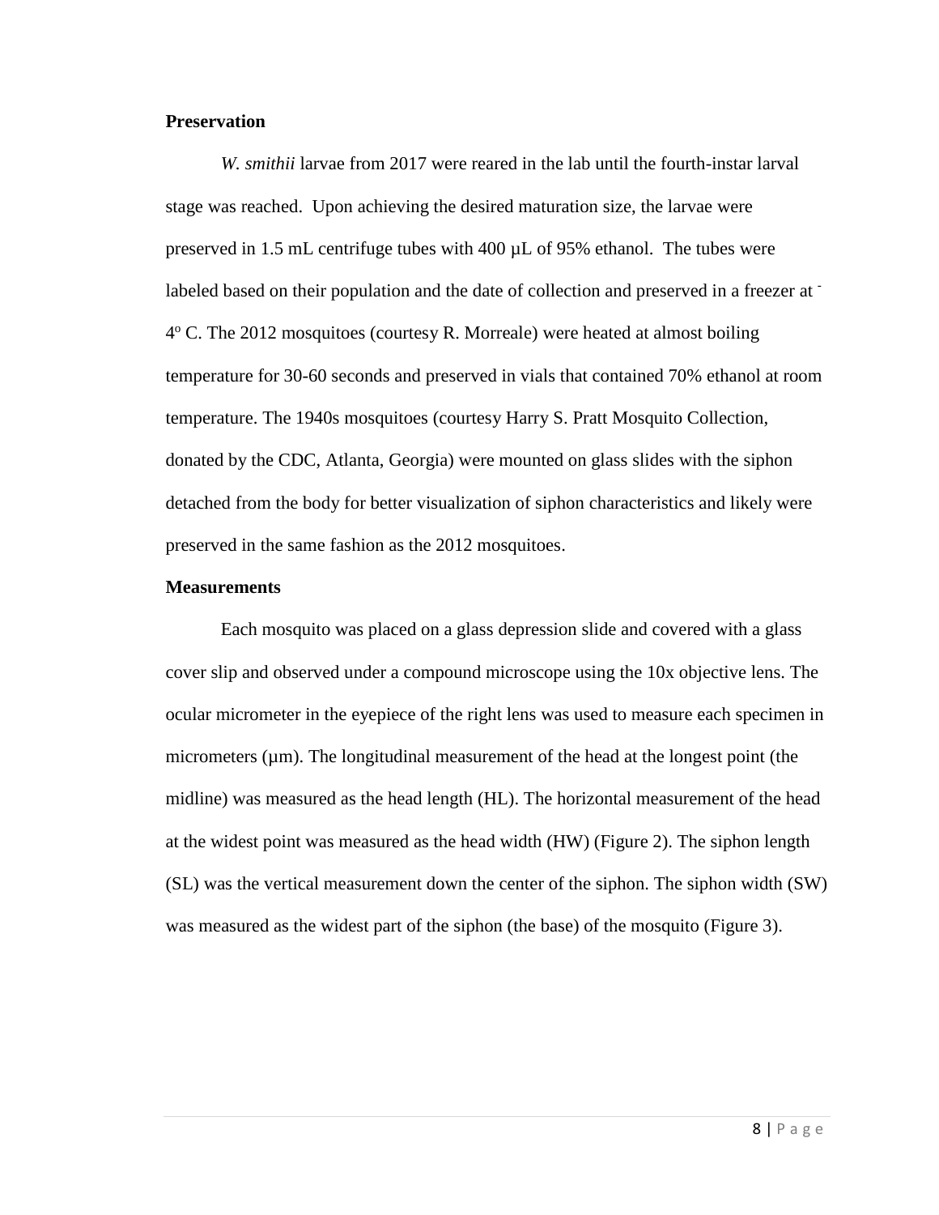**Preservation**

*W. smithii* larvae from 2017 were reared in the lab until the fourth-instar larval stage was reached. Upon achieving the desired maturation size, the larvae were preserved in 1.5 mL centrifuge tubes with 400 µL of 95% ethanol. The tubes were labeled based on their population and the date of collection and preserved in a freezer at $^{-}4^{o}$ C. The 2012 mosquitoes (courtesy R. Morreale) were heated at almost boiling temperature for 30-60 seconds and preserved in vials that contained 70% ethanol at room temperature. The 1940s mosquitoes (courtesy Harry S. Pratt Mosquito Collection, donated by the CDC, Atlanta, Georgia) were mounted on glass slides with the siphon detached from the body for better visualization of siphon characteristics and likely were preserved in the same fashion as the 2012 mosquitoes.

**Measurements**

Each mosquito was placed on a glass depression slide and covered with a glass cover slip and observed under a compound microscope using the 10x objective lens. The ocular micrometer in the eyepiece of the right lens was used to measure each specimen in micrometers (µm). The longitudinal measurement of the head at the longest point (the midline) was measured as the head length (HL). The horizontal measurement of the head at the widest point was measured as the head width (HW) (Figure 2). The siphon length (SL) was the vertical measurement down the center of the siphon. The siphon width (SW) was measured as the widest part of the siphon (the base) of the mosquito (Figure 3).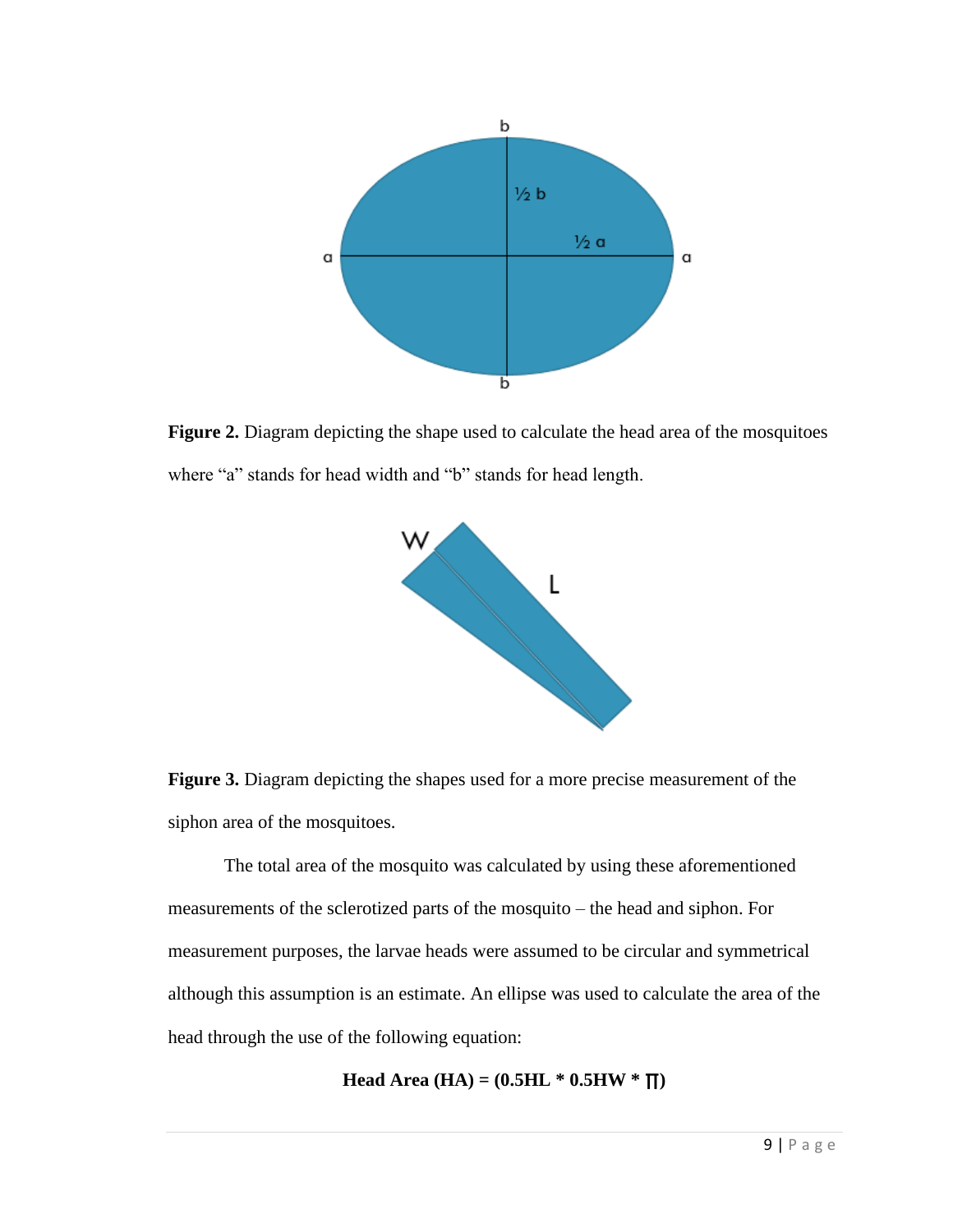**Figure 2.** Diagram depicting the shape used to calculate the head area of the mosquitoes where “a” stands for head width and “b” stands for head length.

**Figure 3.** Diagram depicting the shapes used for a more precise measurement of the siphon area of the mosquitoes.

The total area of the mosquito was calculated by using these aforementioned measurements of the sclerotized parts of the mosquito – the head and siphon. For measurement purposes, the larvae heads were assumed to be circular and symmetrical although this assumption is an estimate. An ellipse was used to calculate the area of the head through the use of the following equation:

$$\textbf{Head Area (HA)} = (0.5HL * 0.5HW * \pi)$$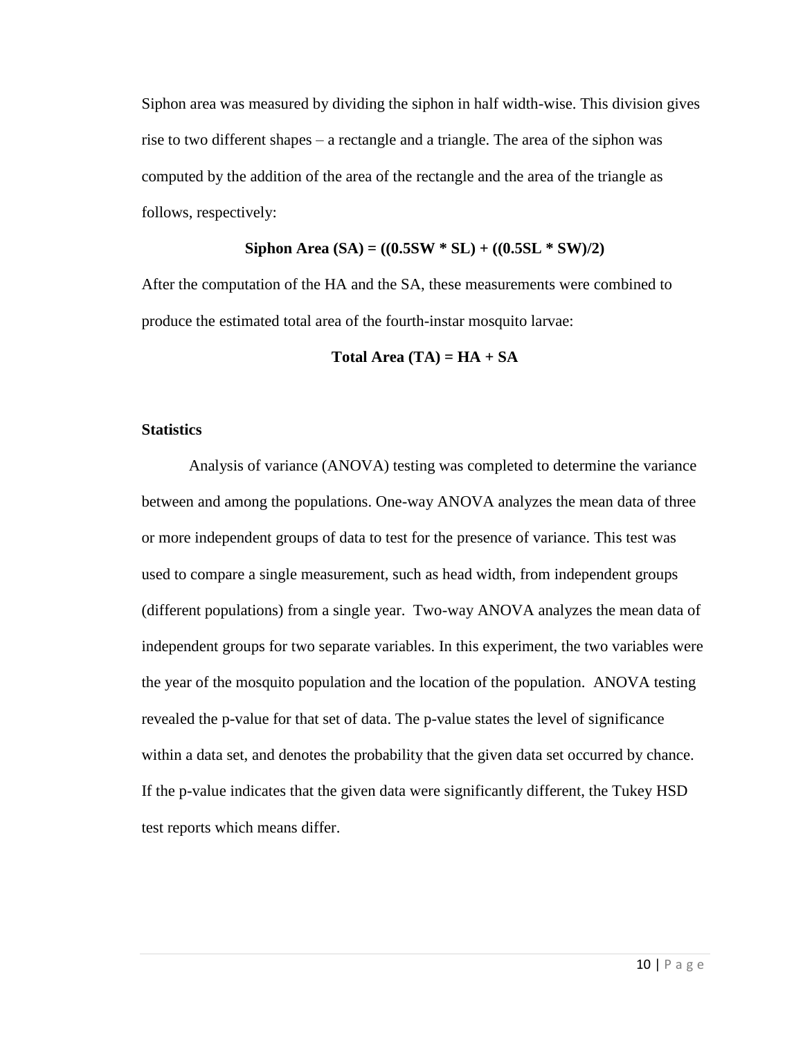Siphon area was measured by dividing the siphon in half width-wise. This division gives rise to two different shapes – a rectangle and a triangle. The area of the siphon was computed by the addition of the area of the rectangle and the area of the triangle as follows, respectively:

$$\textbf{Siphon Area (SA)} = ((0.5SW * SL) + ((0.5SL * SW)/2)$$

After the computation of the HA and the SA, these measurements were combined to produce the estimated total area of the fourth-instar mosquito larvae:

$$\textbf{Total Area (TA)} = HA + SA$$

**Statistics**

Analysis of variance (ANOVA) testing was completed to determine the variance between and among the populations. One-way ANOVA analyzes the mean data of three or more independent groups of data to test for the presence of variance. This test was used to compare a single measurement, such as head width, from independent groups (different populations) from a single year. Two-way ANOVA analyzes the mean data of independent groups for two separate variables. In this experiment, the two variables were the year of the mosquito population and the location of the population. ANOVA testing revealed the p-value for that set of data. The p-value states the level of significance within a data set, and denotes the probability that the given data set occurred by chance. If the p-value indicates that the given data were significantly different, the Tukey HSD test reports which means differ.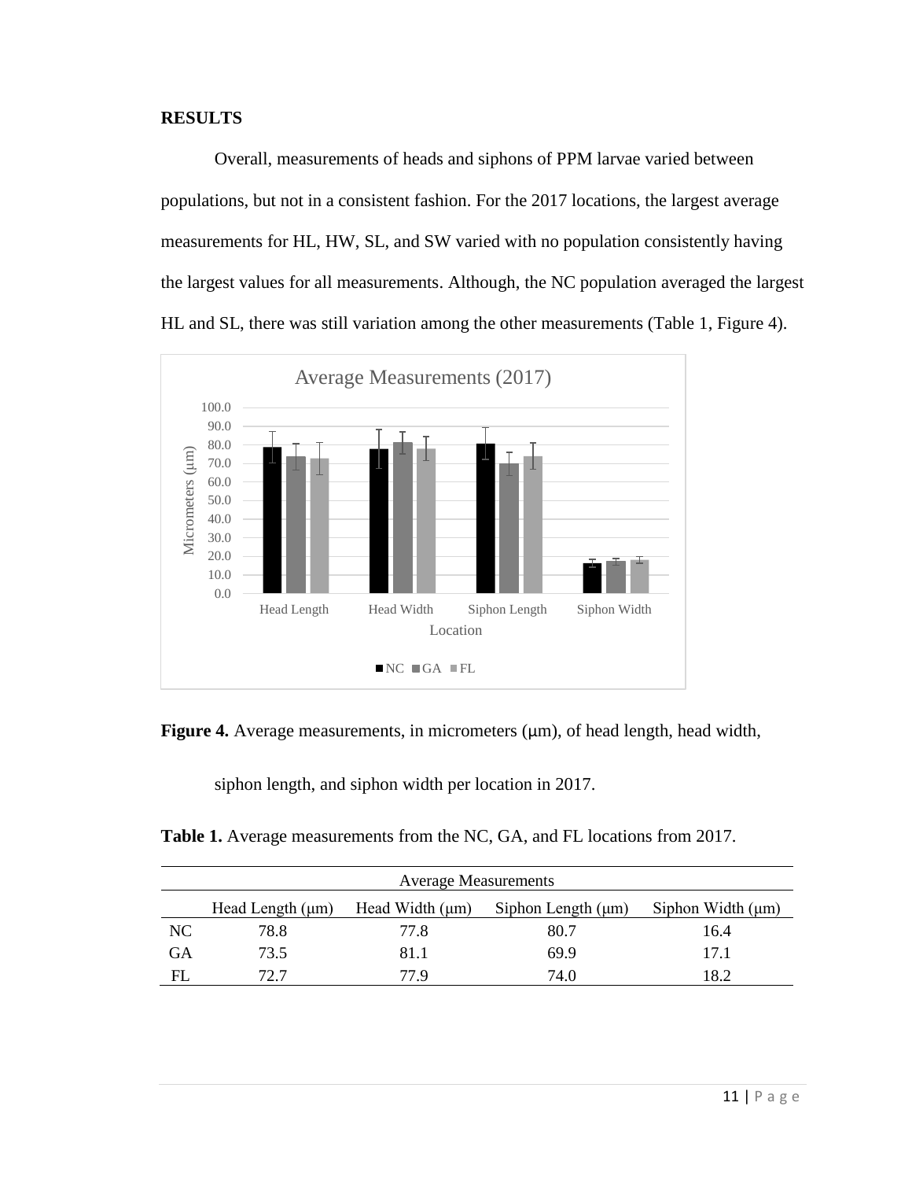**RESULTS**

Overall, measurements of heads and siphons of PPM larvae varied between populations, but not in a consistent fashion. For the 2017 locations, the largest average measurements for HL, HW, SL, and SW varied with no population consistently having the largest values for all measurements. Although, the NC population averaged the largest HL and SL, there was still variation among the other measurements (Table 1, Figure 4).

**Figure 4.** Average measurements, in micrometers (μm), of head length, head width, siphon length, and siphon width per location in 2017.

**Table 1.** Average measurements from the NC, GA, and FL locations from 2017.

| | Average Measurements | | | |
|---|---|---|---|---|
| | Head Length (μm) | Head Width (μm) | Siphon Length (μm) | Siphon Width (μm) |
| NC | 78.8 | 77.8 | 80.7 | 16.4 |
| GA | 73.5 | 81.1 | 69.9 | 17.1 |
| FL | 72.7 | 77.9 | 74.0 | 18.2 |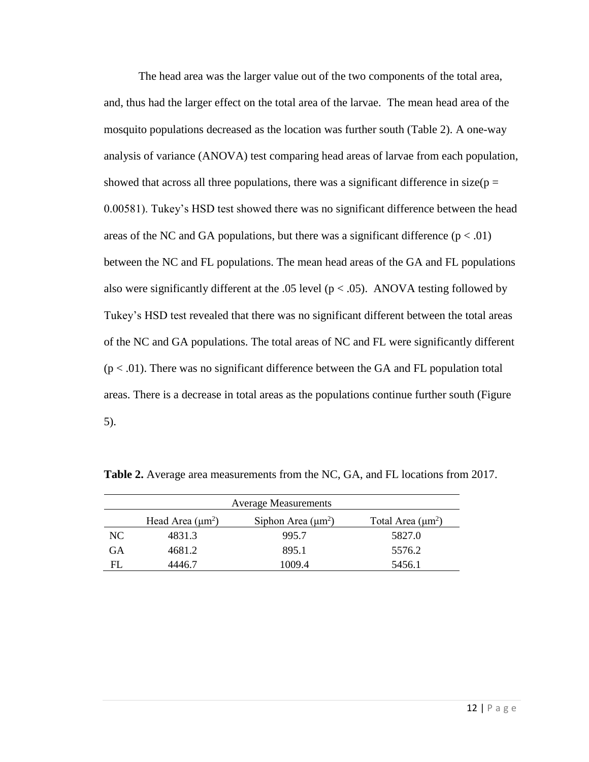The head area was the larger value out of the two components of the total area, and, thus had the larger effect on the total area of the larvae. The mean head area of the mosquito populations decreased as the location was further south (Table 2). A one-way analysis of variance (ANOVA) test comparing head areas of larvae from each population, showed that across all three populations, there was a significant difference in size($p = 0.00581$). Tukey's HSD test showed there was no significant difference between the head areas of the NC and GA populations, but there was a significant difference ($p < .01$) between the NC and FL populations. The mean head areas of the GA and FL populations also were significantly different at the .05 level ($p < .05$). ANOVA testing followed by Tukey's HSD test revealed that there was no significant different between the total areas of the NC and GA populations. The total areas of NC and FL were significantly different ($p < .01$). There was no significant difference between the GA and FL population total areas. There is a decrease in total areas as the populations continue further south (Figure 5).

**Table 2.** Average area measurements from the NC, GA, and FL locations from 2017.

| | Average Measurements | | |
|---|---|---|---|
| | Head Area ($\mu m^2$) | Siphon Area ($\mu m^2$) | Total Area ($\mu m^2$) |
| NC | 4831.3 | 995.7 | 5827.0 |
| GA | 4681.2 | 895.1 | 5576.2 |
| FL | 4446.7 | 1009.4 | 5456.1 |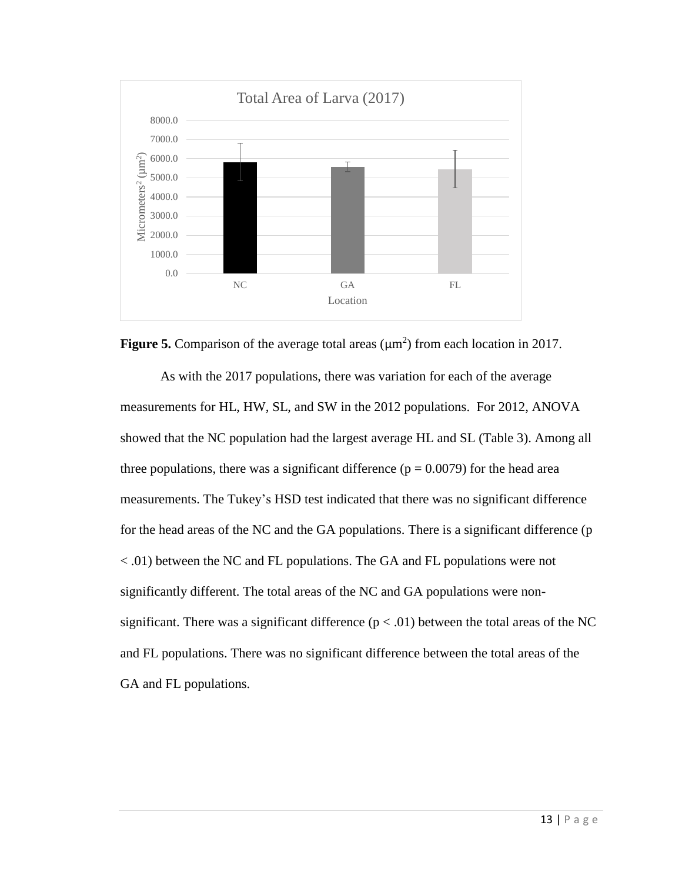**Figure 5.** Comparison of the average total areas (μm$^2$) from each location in 2017.

As with the 2017 populations, there was variation for each of the average measurements for HL, HW, SL, and SW in the 2012 populations. For 2012, ANOVA showed that the NC population had the largest average HL and SL (Table 3). Among all three populations, there was a significant difference ($p = 0.0079$) for the head area measurements. The Tukey's HSD test indicated that there was no significant difference for the head areas of the NC and the GA populations. There is a significant difference ($p < .01$) between the NC and FL populations. The GA and FL populations were not significantly different. The total areas of the NC and GA populations were non-significant. There was a significant difference ($p < .01$) between the total areas of the NC and FL populations. There was no significant difference between the total areas of the GA and FL populations.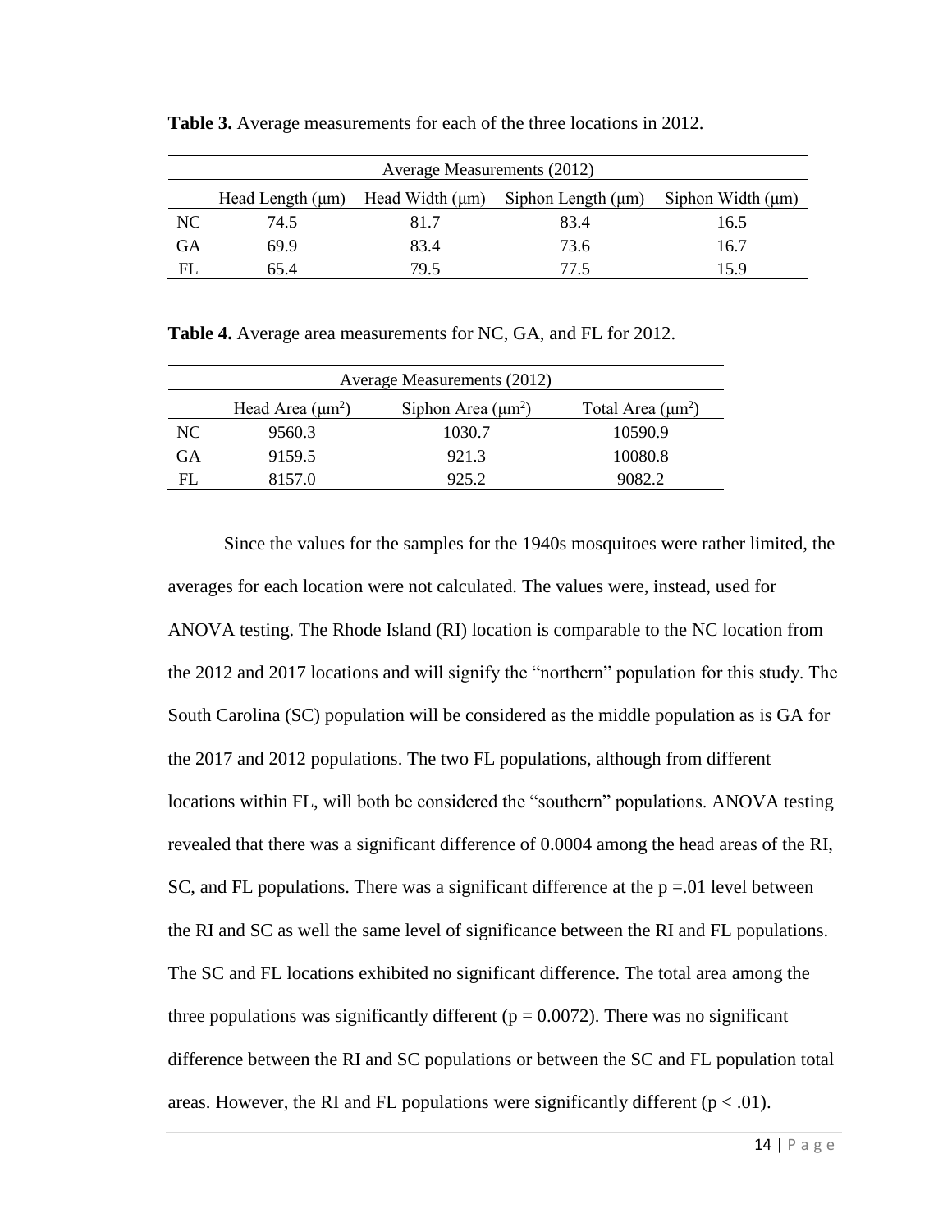**Table 3.** Average measurements for each of the three locations in 2012.

| Average Measurements (2012) | | | | |
|---|---|---|---|---|
| | Head Length (μm) | Head Width (μm) | Siphon Length (μm) | Siphon Width (μm) |
| NC | 74.5 | 81.7 | 83.4 | 16.5 |
| GA | 69.9 | 83.4 | 73.6 | 16.7 |
| FL | 65.4 | 79.5 | 77.5 | 15.9 |

**Table 4.** Average area measurements for NC, GA, and FL for 2012.

| Average Measurements (2012) | | | |
|---|---|---|---|
| | Head Area ($\mu m^2$) | Siphon Area ($\mu m^2$) | Total Area ($\mu m^2$) |
| NC | 9560.3 | 1030.7 | 10590.9 |
| GA | 9159.5 | 921.3 | 10080.8 |
| FL | 8157.0 | 925.2 | 9082.2 |

Since the values for the samples for the 1940s mosquitoes were rather limited, the averages for each location were not calculated. The values were, instead, used for ANOVA testing. The Rhode Island (RI) location is comparable to the NC location from the 2012 and 2017 locations and will signify the "northern" population for this study. The South Carolina (SC) population will be considered as the middle population as is GA for the 2017 and 2012 populations. The two FL populations, although from different locations within FL, will both be considered the "southern" populations. ANOVA testing revealed that there was a significant difference of 0.0004 among the head areas of the RI, SC, and FL populations. There was a significant difference at the $p = .01$ level between the RI and SC as well the same level of significance between the RI and FL populations. The SC and FL locations exhibited no significant difference. The total area among the three populations was significantly different ($p = 0.0072$). There was no significant difference between the RI and SC populations or between the SC and FL population total areas. However, the RI and FL populations were significantly different ($p < .01$).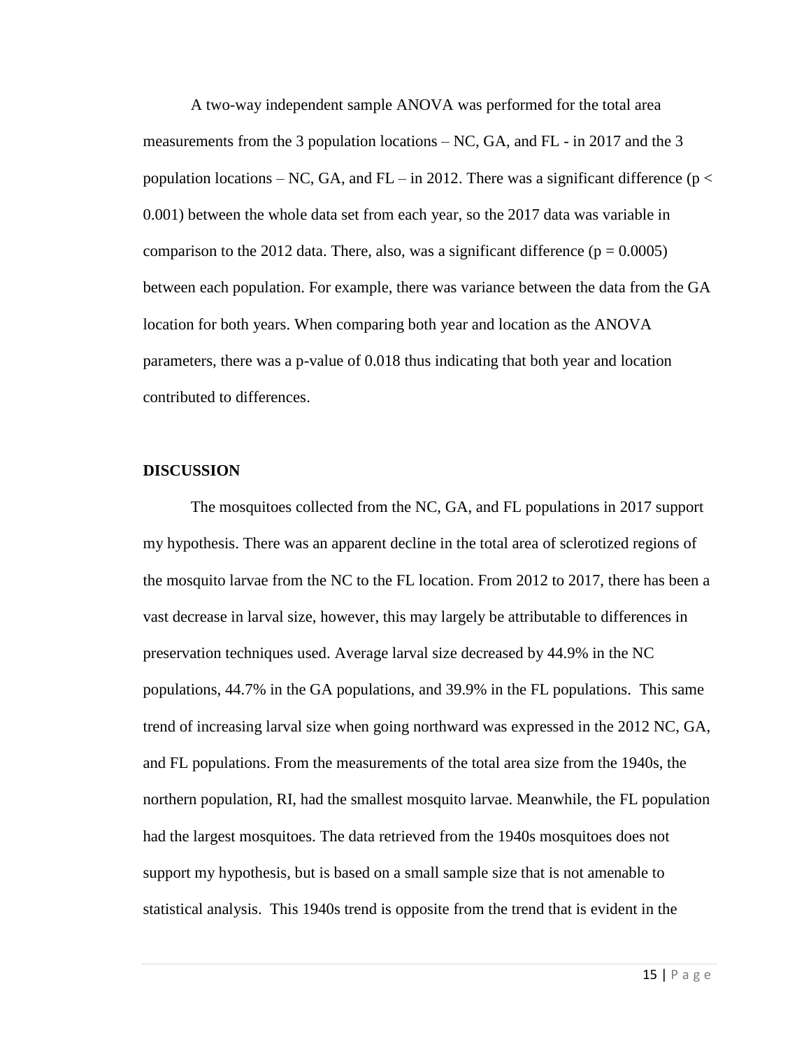A two-way independent sample ANOVA was performed for the total area measurements from the 3 population locations – NC, GA, and FL - in 2017 and the 3 population locations – NC, GA, and FL – in 2012. There was a significant difference ($p < 0.001$) between the whole data set from each year, so the 2017 data was variable in comparison to the 2012 data. There, also, was a significant difference ($p = 0.0005$) between each population. For example, there was variance between the data from the GA location for both years. When comparing both year and location as the ANOVA parameters, there was a p-value of 0.018 thus indicating that both year and location contributed to differences.

## DISCUSSION

The mosquitoes collected from the NC, GA, and FL populations in 2017 support my hypothesis. There was an apparent decline in the total area of sclerotized regions of the mosquito larvae from the NC to the FL location. From 2012 to 2017, there has been a vast decrease in larval size, however, this may largely be attributable to differences in preservation techniques used. Average larval size decreased by 44.9% in the NC populations, 44.7% in the GA populations, and 39.9% in the FL populations. This same trend of increasing larval size when going northward was expressed in the 2012 NC, GA, and FL populations. From the measurements of the total area size from the 1940s, the northern population, RI, had the smallest mosquito larvae. Meanwhile, the FL population had the largest mosquitoes. The data retrieved from the 1940s mosquitoes does not support my hypothesis, but is based on a small sample size that is not amenable to statistical analysis. This 1940s trend is opposite from the trend that is evident in the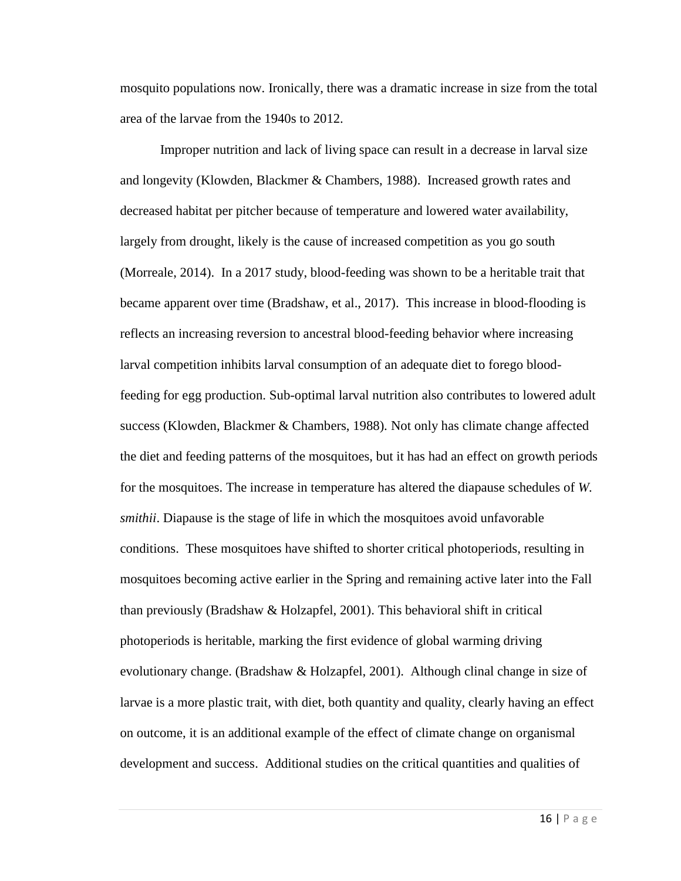mosquito populations now. Ironically, there was a dramatic increase in size from the total area of the larvae from the 1940s to 2012.

Improper nutrition and lack of living space can result in a decrease in larval size and longevity (Klowden, Blackmer & Chambers, 1988). Increased growth rates and decreased habitat per pitcher because of temperature and lowered water availability, largely from drought, likely is the cause of increased competition as you go south (Morreale, 2014). In a 2017 study, blood-feeding was shown to be a heritable trait that became apparent over time (Bradshaw, et al., 2017). This increase in blood-flooding is reflects an increasing reversion to ancestral blood-feeding behavior where increasing larval competition inhibits larval consumption of an adequate diet to forego blood-feeding for egg production. Sub-optimal larval nutrition also contributes to lowered adult success (Klowden, Blackmer & Chambers, 1988). Not only has climate change affected the diet and feeding patterns of the mosquitoes, but it has had an effect on growth periods for the mosquitoes. The increase in temperature has altered the diapause schedules of *W. smithii*. Diapause is the stage of life in which the mosquitoes avoid unfavorable conditions. These mosquitoes have shifted to shorter critical photoperiods, resulting in mosquitoes becoming active earlier in the Spring and remaining active later into the Fall than previously (Bradshaw & Holzapfel, 2001). This behavioral shift in critical photoperiods is heritable, marking the first evidence of global warming driving evolutionary change. (Bradshaw & Holzapfel, 2001). Although clinal change in size of larvae is a more plastic trait, with diet, both quantity and quality, clearly having an effect on outcome, it is an additional example of the effect of climate change on organismal development and success. Additional studies on the critical quantities and qualities of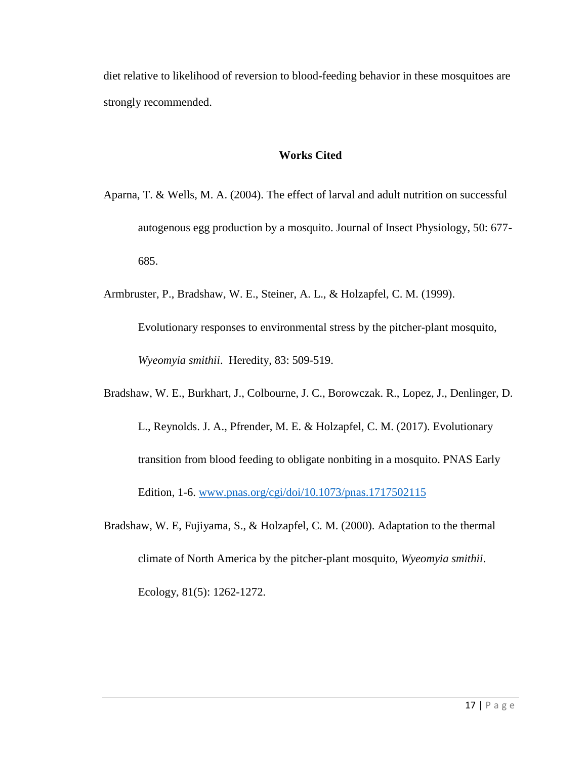diet relative to likelihood of reversion to blood-feeding behavior in these mosquitoes are strongly recommended.

## Works Cited

Aparna, T. & Wells, M. A. (2004). The effect of larval and adult nutrition on successful autogenous egg production by a mosquito. Journal of Insect Physiology, 50: 677-685.

Armbruster, P., Bradshaw, W. E., Steiner, A. L., & Holzapfel, C. M. (1999). Evolutionary responses to environmental stress by the pitcher-plant mosquito, *Wyeomyia smithii*. Heredity, 83: 509-519.

Bradshaw, W. E., Burkhart, J., Colbourne, J. C., Borowczak. R., Lopez, J., Denlinger, D. L., Reynolds. J. A., Pfrender, M. E. & Holzapfel, C. M. (2017). Evolutionary transition from blood feeding to obligate nonbiting in a mosquito. PNAS Early Edition, 1-6. www.pnas.org/cgi/doi/10.1073/pnas.1717502115

Bradshaw, W. E, Fujiyama, S., & Holzapfel, C. M. (2000). Adaptation to the thermal climate of North America by the pitcher-plant mosquito, *Wyeomyia smithii*. Ecology, 81(5): 1262-1272.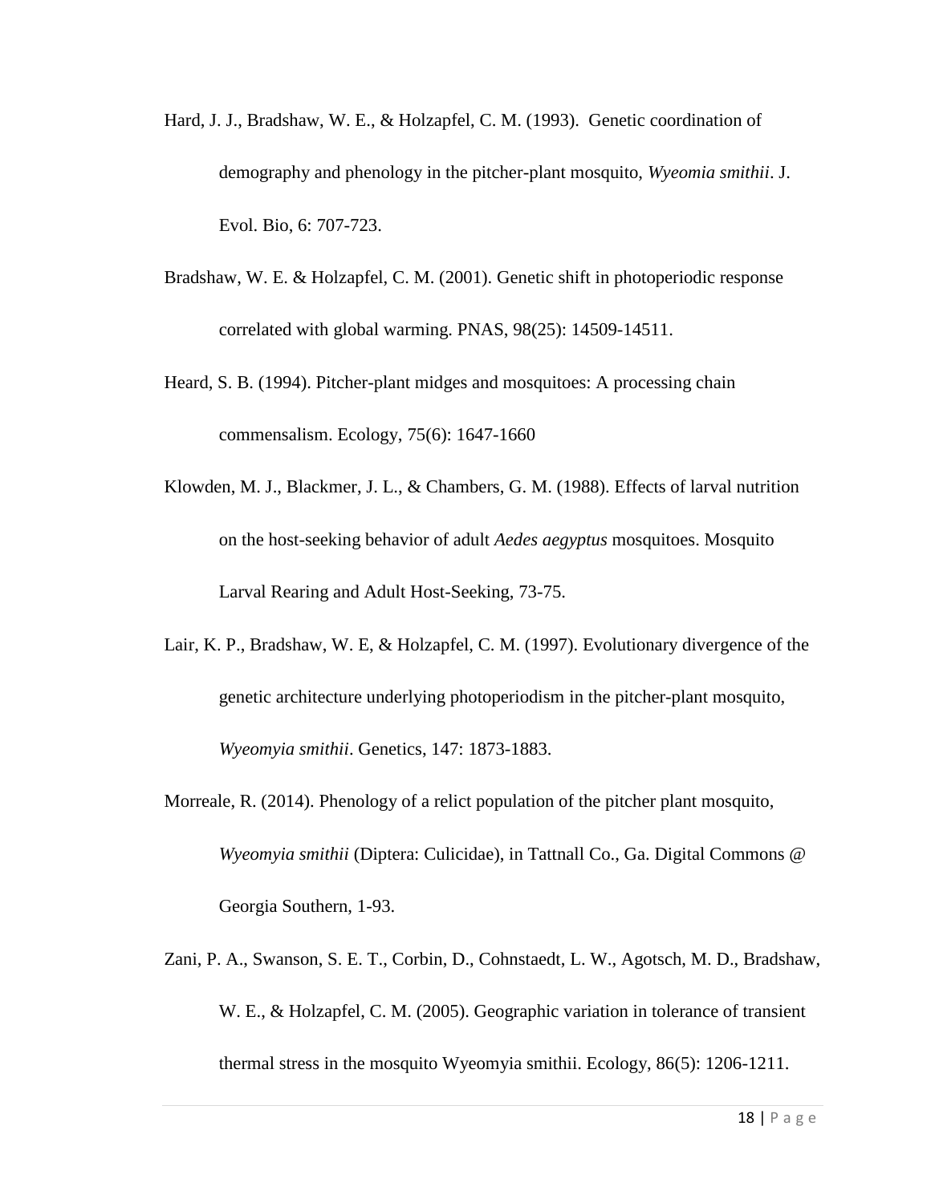Hard, J. J., Bradshaw, W. E., & Holzapfel, C. M. (1993). Genetic coordination of demography and phenology in the pitcher-plant mosquito, *Wyeomia smithii*. J. Evol. Bio, 6: 707-723.

Bradshaw, W. E. & Holzapfel, C. M. (2001). Genetic shift in photoperiodic response correlated with global warming. PNAS, 98(25): 14509-14511.

Heard, S. B. (1994). Pitcher-plant midges and mosquitoes: A processing chain commensalism. Ecology, 75(6): 1647-1660

Klowden, M. J., Blackmer, J. L., & Chambers, G. M. (1988). Effects of larval nutrition on the host-seeking behavior of adult *Aedes aegyptus* mosquitoes. Mosquito Larval Rearing and Adult Host-Seeking, 73-75.

Lair, K. P., Bradshaw, W. E, & Holzapfel, C. M. (1997). Evolutionary divergence of the genetic architecture underlying photoperiodism in the pitcher-plant mosquito, *Wyeomyia smithii*. Genetics, 147: 1873-1883.

Morreale, R. (2014). Phenology of a relict population of the pitcher plant mosquito, *Wyeomyia smithii* (Diptera: Culicidae), in Tattnall Co., Ga. Digital Commons @ Georgia Southern, 1-93.

Zani, P. A., Swanson, S. E. T., Corbin, D., Cohnstaedt, L. W., Agotsch, M. D., Bradshaw, W. E., & Holzapfel, C. M. (2005). Geographic variation in tolerance of transient thermal stress in the mosquito Wyeomyia smithii. Ecology, 86(5): 1206-1211.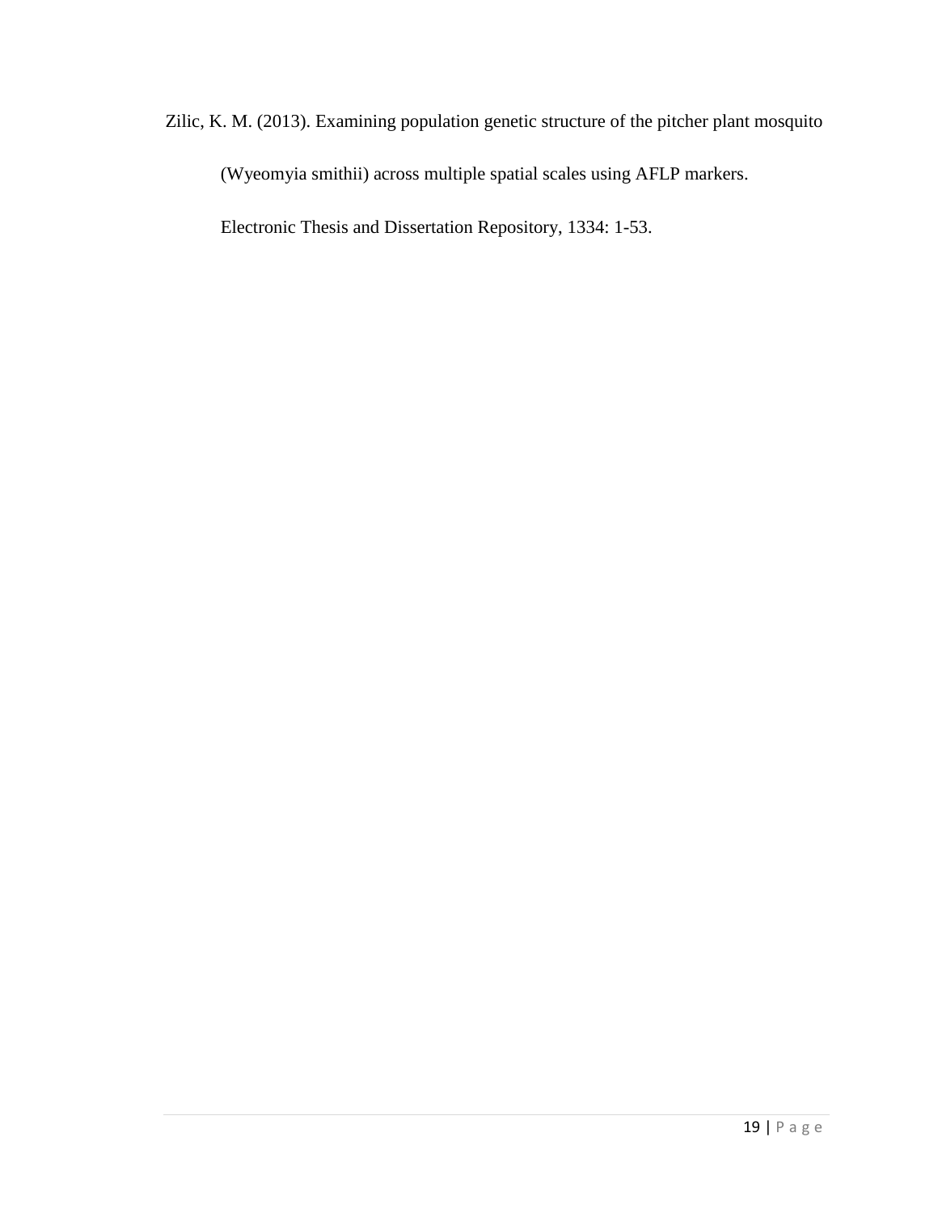Zilic, K. M. (2013). Examining population genetic structure of the pitcher plant mosquito (Wyeomyia smithii) across multiple spatial scales using AFLP markers. Electronic Thesis and Dissertation Repository, 1334: 1-53.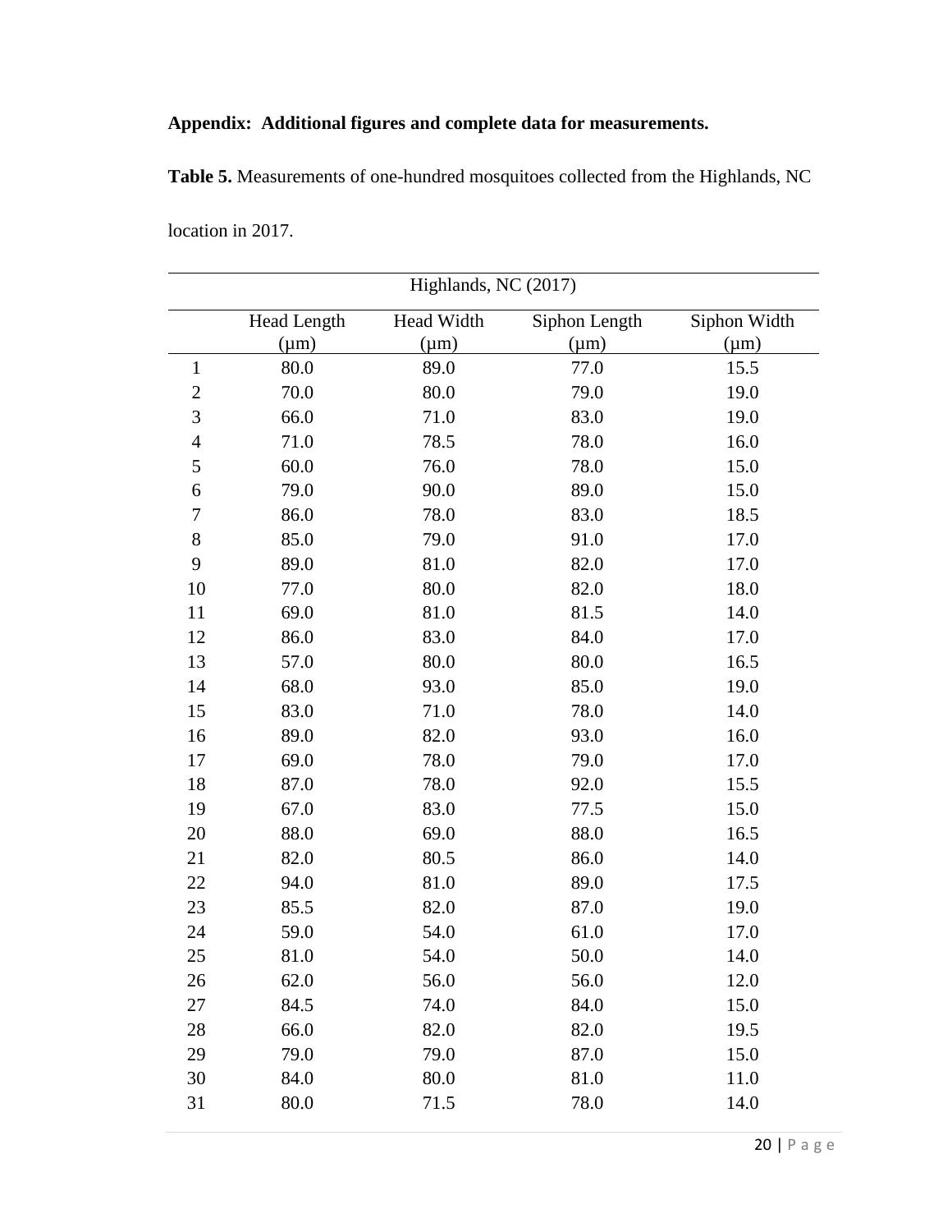**Appendix: Additional figures and complete data for measurements.**

**Table 5.** Measurements of one-hundred mosquitoes collected from the Highlands, NC location in 2017.

| Highlands, NC (2017) | | | | |
|---|---|---|---|---|
| | Head Length (μm) | Head Width (μm) | Siphon Length (μm) | Siphon Width (μm) |
| 1 | 80.0 | 89.0 | 77.0 | 15.5 |
| 2 | 70.0 | 80.0 | 79.0 | 19.0 |
| 3 | 66.0 | 71.0 | 83.0 | 19.0 |
| 4 | 71.0 | 78.5 | 78.0 | 16.0 |
| 5 | 60.0 | 76.0 | 78.0 | 15.0 |
| 6 | 79.0 | 90.0 | 89.0 | 15.0 |
| 7 | 86.0 | 78.0 | 83.0 | 18.5 |
| 8 | 85.0 | 79.0 | 91.0 | 17.0 |
| 9 | 89.0 | 81.0 | 82.0 | 17.0 |
| 10 | 77.0 | 80.0 | 82.0 | 18.0 |
| 11 | 69.0 | 81.0 | 81.5 | 14.0 |
| 12 | 86.0 | 83.0 | 84.0 | 17.0 |
| 13 | 57.0 | 80.0 | 80.0 | 16.5 |
| 14 | 68.0 | 93.0 | 85.0 | 19.0 |
| 15 | 83.0 | 71.0 | 78.0 | 14.0 |
| 16 | 89.0 | 82.0 | 93.0 | 16.0 |
| 17 | 69.0 | 78.0 | 79.0 | 17.0 |
| 18 | 87.0 | 78.0 | 92.0 | 15.5 |
| 19 | 67.0 | 83.0 | 77.5 | 15.0 |
| 20 | 88.0 | 69.0 | 88.0 | 16.5 |
| 21 | 82.0 | 80.5 | 86.0 | 14.0 |
| 22 | 94.0 | 81.0 | 89.0 | 17.5 |
| 23 | 85.5 | 82.0 | 87.0 | 19.0 |
| 24 | 59.0 | 54.0 | 61.0 | 17.0 |
| 25 | 81.0 | 54.0 | 50.0 | 14.0 |
| 26 | 62.0 | 56.0 | 56.0 | 12.0 |
| 27 | 84.5 | 74.0 | 84.0 | 15.0 |
| 28 | 66.0 | 82.0 | 82.0 | 19.5 |
| 29 | 79.0 | 79.0 | 87.0 | 15.0 |
| 30 | 84.0 | 80.0 | 81.0 | 11.0 |
| 31 | 80.0 | 71.5 | 78.0 | 14.0 |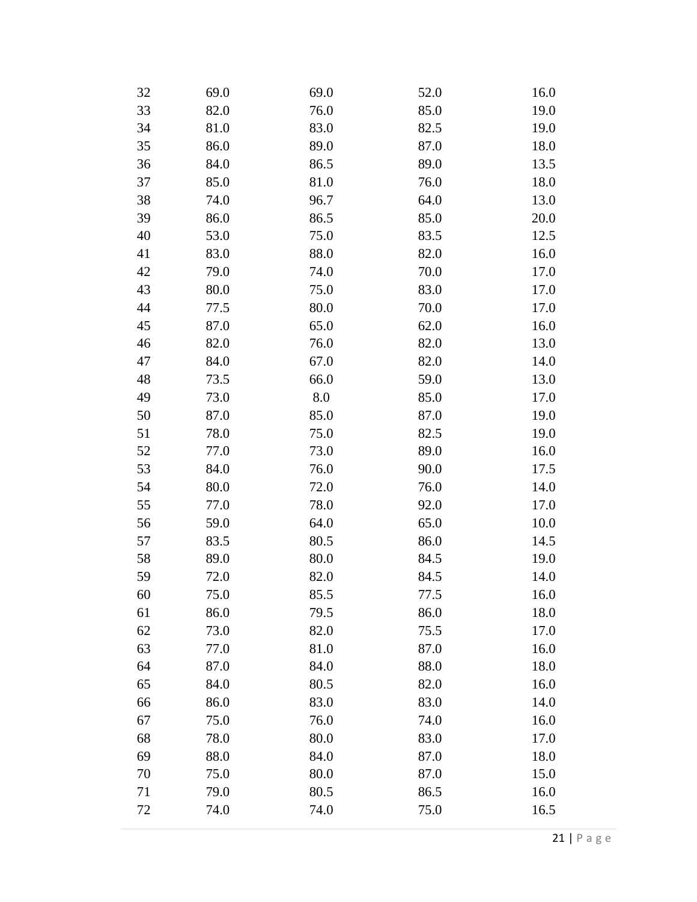|  |  |  |  |  |
|---|---|---|---|---|
| 32 | 69.0 | 69.0 | 52.0 | 16.0 |
| 33 | 82.0 | 76.0 | 85.0 | 19.0 |
| 34 | 81.0 | 83.0 | 82.5 | 19.0 |
| 35 | 86.0 | 89.0 | 87.0 | 18.0 |
| 36 | 84.0 | 86.5 | 89.0 | 13.5 |
| 37 | 85.0 | 81.0 | 76.0 | 18.0 |
| 38 | 74.0 | 96.7 | 64.0 | 13.0 |
| 39 | 86.0 | 86.5 | 85.0 | 20.0 |
| 40 | 53.0 | 75.0 | 83.5 | 12.5 |
| 41 | 83.0 | 88.0 | 82.0 | 16.0 |
| 42 | 79.0 | 74.0 | 70.0 | 17.0 |
| 43 | 80.0 | 75.0 | 83.0 | 17.0 |
| 44 | 77.5 | 80.0 | 70.0 | 17.0 |
| 45 | 87.0 | 65.0 | 62.0 | 16.0 |
| 46 | 82.0 | 76.0 | 82.0 | 13.0 |
| 47 | 84.0 | 67.0 | 82.0 | 14.0 |
| 48 | 73.5 | 66.0 | 59.0 | 13.0 |
| 49 | 73.0 | 8.0 | 85.0 | 17.0 |
| 50 | 87.0 | 85.0 | 87.0 | 19.0 |
| 51 | 78.0 | 75.0 | 82.5 | 19.0 |
| 52 | 77.0 | 73.0 | 89.0 | 16.0 |
| 53 | 84.0 | 76.0 | 90.0 | 17.5 |
| 54 | 80.0 | 72.0 | 76.0 | 14.0 |
| 55 | 77.0 | 78.0 | 92.0 | 17.0 |
| 56 | 59.0 | 64.0 | 65.0 | 10.0 |
| 57 | 83.5 | 80.5 | 86.0 | 14.5 |
| 58 | 89.0 | 80.0 | 84.5 | 19.0 |
| 59 | 72.0 | 82.0 | 84.5 | 14.0 |
| 60 | 75.0 | 85.5 | 77.5 | 16.0 |
| 61 | 86.0 | 79.5 | 86.0 | 18.0 |
| 62 | 73.0 | 82.0 | 75.5 | 17.0 |
| 63 | 77.0 | 81.0 | 87.0 | 16.0 |
| 64 | 87.0 | 84.0 | 88.0 | 18.0 |
| 65 | 84.0 | 80.5 | 82.0 | 16.0 |
| 66 | 86.0 | 83.0 | 83.0 | 14.0 |
| 67 | 75.0 | 76.0 | 74.0 | 16.0 |
| 68 | 78.0 | 80.0 | 83.0 | 17.0 |
| 69 | 88.0 | 84.0 | 87.0 | 18.0 |
| 70 | 75.0 | 80.0 | 87.0 | 15.0 |
| 71 | 79.0 | 80.5 | 86.5 | 16.0 |
| 72 | 74.0 | 74.0 | 75.0 | 16.5 |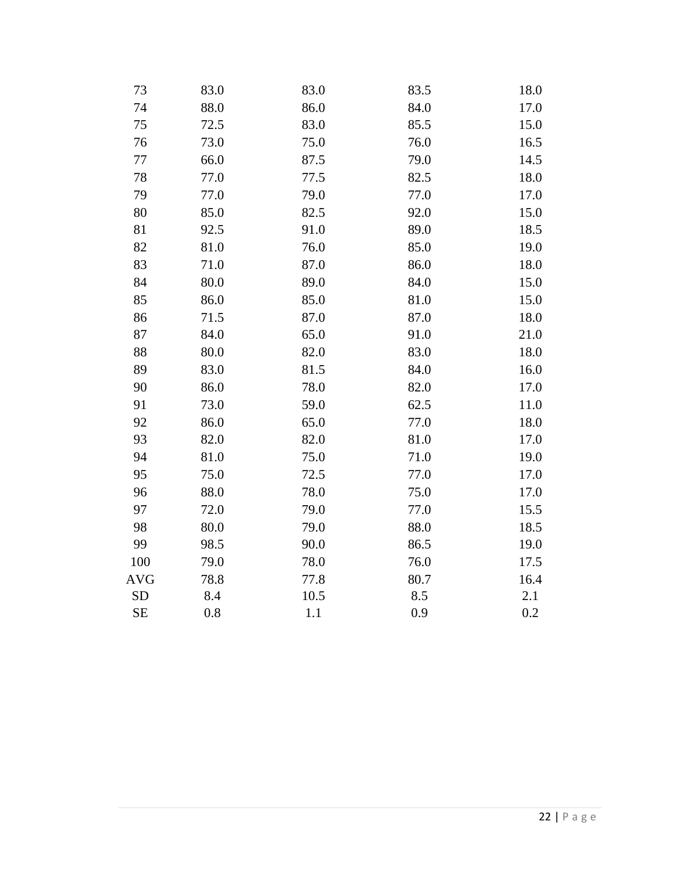|  |  |  |  |  |
|---|---|---|---|---|
| 73 | 83.0 | 83.0 | 83.5 | 18.0 |
| 74 | 88.0 | 86.0 | 84.0 | 17.0 |
| 75 | 72.5 | 83.0 | 85.5 | 15.0 |
| 76 | 73.0 | 75.0 | 76.0 | 16.5 |
| 77 | 66.0 | 87.5 | 79.0 | 14.5 |
| 78 | 77.0 | 77.5 | 82.5 | 18.0 |
| 79 | 77.0 | 79.0 | 77.0 | 17.0 |
| 80 | 85.0 | 82.5 | 92.0 | 15.0 |
| 81 | 92.5 | 91.0 | 89.0 | 18.5 |
| 82 | 81.0 | 76.0 | 85.0 | 19.0 |
| 83 | 71.0 | 87.0 | 86.0 | 18.0 |
| 84 | 80.0 | 89.0 | 84.0 | 15.0 |
| 85 | 86.0 | 85.0 | 81.0 | 15.0 |
| 86 | 71.5 | 87.0 | 87.0 | 18.0 |
| 87 | 84.0 | 65.0 | 91.0 | 21.0 |
| 88 | 80.0 | 82.0 | 83.0 | 18.0 |
| 89 | 83.0 | 81.5 | 84.0 | 16.0 |
| 90 | 86.0 | 78.0 | 82.0 | 17.0 |
| 91 | 73.0 | 59.0 | 62.5 | 11.0 |
| 92 | 86.0 | 65.0 | 77.0 | 18.0 |
| 93 | 82.0 | 82.0 | 81.0 | 17.0 |
| 94 | 81.0 | 75.0 | 71.0 | 19.0 |
| 95 | 75.0 | 72.5 | 77.0 | 17.0 |
| 96 | 88.0 | 78.0 | 75.0 | 17.0 |
| 97 | 72.0 | 79.0 | 77.0 | 15.5 |
| 98 | 80.0 | 79.0 | 88.0 | 18.5 |
| 99 | 98.5 | 90.0 | 86.5 | 19.0 |
| 100 | 79.0 | 78.0 | 76.0 | 17.5 |
| AVG | 78.8 | 77.8 | 80.7 | 16.4 |
| SD | 8.4 | 10.5 | 8.5 | 2.1 |
| SE | 0.8 | 1.1 | 0.9 | 0.2 |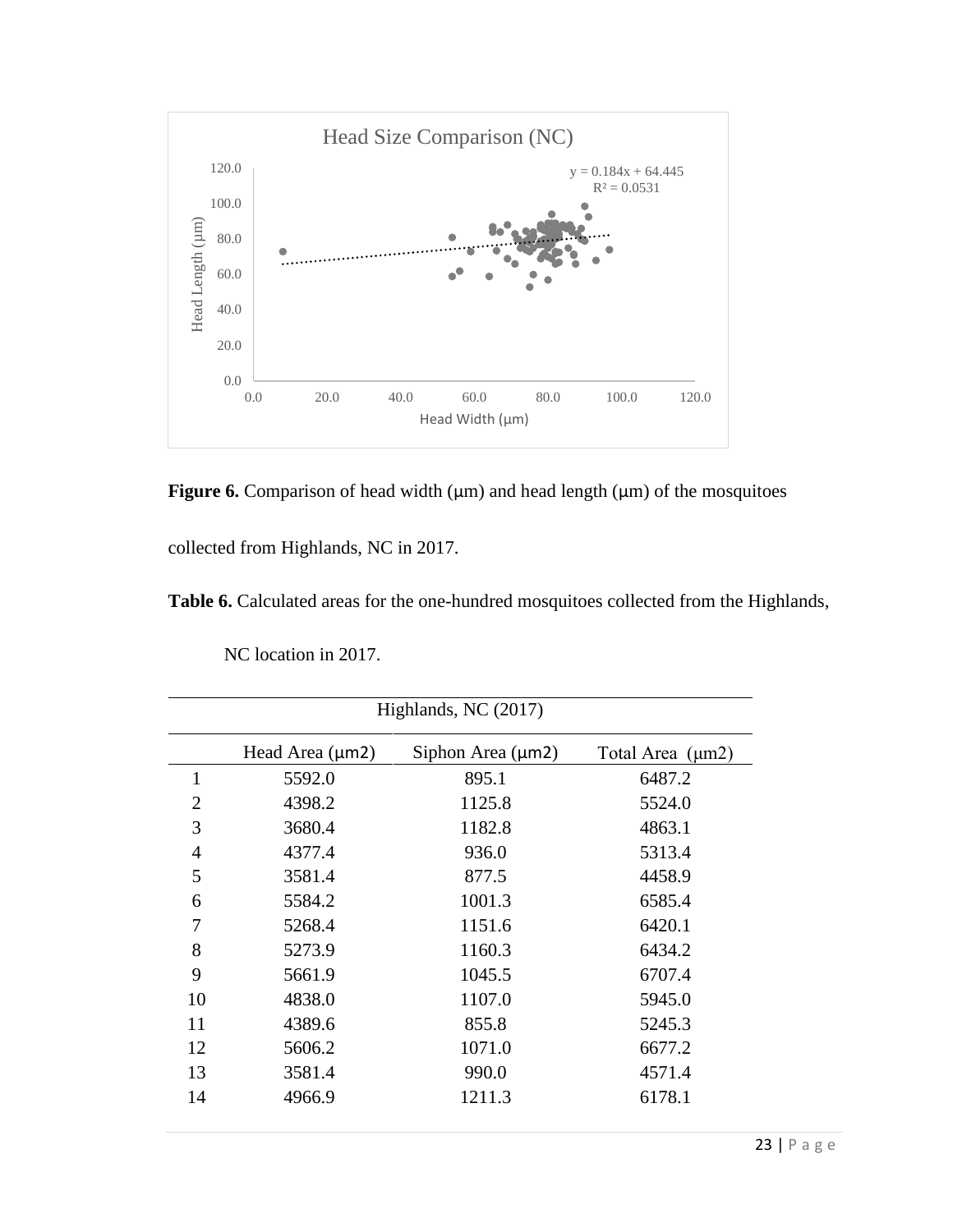**Figure 6.** Comparison of head width (μm) and head length (μm) of the mosquitoes collected from Highlands, NC in 2017.

**Table 6.** Calculated areas for the one-hundred mosquitoes collected from the Highlands, NC location in 2017.

| | Highlands, NC (2017) | | |
|---|---|---|---|
| | Head Area (μm2) | Siphon Area (μm2) | Total Area (μm2) |
| 1 | 5592.0 | 895.1 | 6487.2 |
| 2 | 4398.2 | 1125.8 | 5524.0 |
| 3 | 3680.4 | 1182.8 | 4863.1 |
| 4 | 4377.4 | 936.0 | 5313.4 |
| 5 | 3581.4 | 877.5 | 4458.9 |
| 6 | 5584.2 | 1001.3 | 6585.4 |
| 7 | 5268.4 | 1151.6 | 6420.1 |
| 8 | 5273.9 | 1160.3 | 6434.2 |
| 9 | 5661.9 | 1045.5 | 6707.4 |
| 10 | 4838.0 | 1107.0 | 5945.0 |
| 11 | 4389.6 | 855.8 | 5245.3 |
| 12 | 5606.2 | 1071.0 | 6677.2 |
| 13 | 3581.4 | 990.0 | 4571.4 |
| 14 | 4966.9 | 1211.3 | 6178.1 |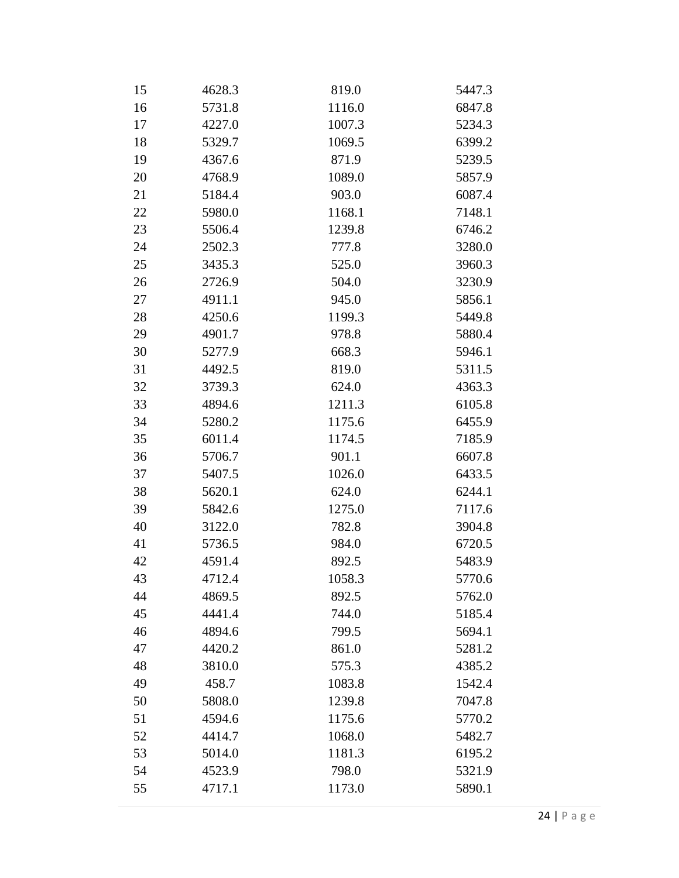| | | | |
|---|---|---|---|
| 15 | 4628.3 | 819.0 | 5447.3 |
| 16 | 5731.8 | 1116.0 | 6847.8 |
| 17 | 4227.0 | 1007.3 | 5234.3 |
| 18 | 5329.7 | 1069.5 | 6399.2 |
| 19 | 4367.6 | 871.9 | 5239.5 |
| 20 | 4768.9 | 1089.0 | 5857.9 |
| 21 | 5184.4 | 903.0 | 6087.4 |
| 22 | 5980.0 | 1168.1 | 7148.1 |
| 23 | 5506.4 | 1239.8 | 6746.2 |
| 24 | 2502.3 | 777.8 | 3280.0 |
| 25 | 3435.3 | 525.0 | 3960.3 |
| 26 | 2726.9 | 504.0 | 3230.9 |
| 27 | 4911.1 | 945.0 | 5856.1 |
| 28 | 4250.6 | 1199.3 | 5449.8 |
| 29 | 4901.7 | 978.8 | 5880.4 |
| 30 | 5277.9 | 668.3 | 5946.1 |
| 31 | 4492.5 | 819.0 | 5311.5 |
| 32 | 3739.3 | 624.0 | 4363.3 |
| 33 | 4894.6 | 1211.3 | 6105.8 |
| 34 | 5280.2 | 1175.6 | 6455.9 |
| 35 | 6011.4 | 1174.5 | 7185.9 |
| 36 | 5706.7 | 901.1 | 6607.8 |
| 37 | 5407.5 | 1026.0 | 6433.5 |
| 38 | 5620.1 | 624.0 | 6244.1 |
| 39 | 5842.6 | 1275.0 | 7117.6 |
| 40 | 3122.0 | 782.8 | 3904.8 |
| 41 | 5736.5 | 984.0 | 6720.5 |
| 42 | 4591.4 | 892.5 | 5483.9 |
| 43 | 4712.4 | 1058.3 | 5770.6 |
| 44 | 4869.5 | 892.5 | 5762.0 |
| 45 | 4441.4 | 744.0 | 5185.4 |
| 46 | 4894.6 | 799.5 | 5694.1 |
| 47 | 4420.2 | 861.0 | 5281.2 |
| 48 | 3810.0 | 575.3 | 4385.2 |
| 49 | 458.7 | 1083.8 | 1542.4 |
| 50 | 5808.0 | 1239.8 | 7047.8 |
| 51 | 4594.6 | 1175.6 | 5770.2 |
| 52 | 4414.7 | 1068.0 | 5482.7 |
| 53 | 5014.0 | 1181.3 | 6195.2 |
| 54 | 4523.9 | 798.0 | 5321.9 |
| 55 | 4717.1 | 1173.0 | 5890.1 |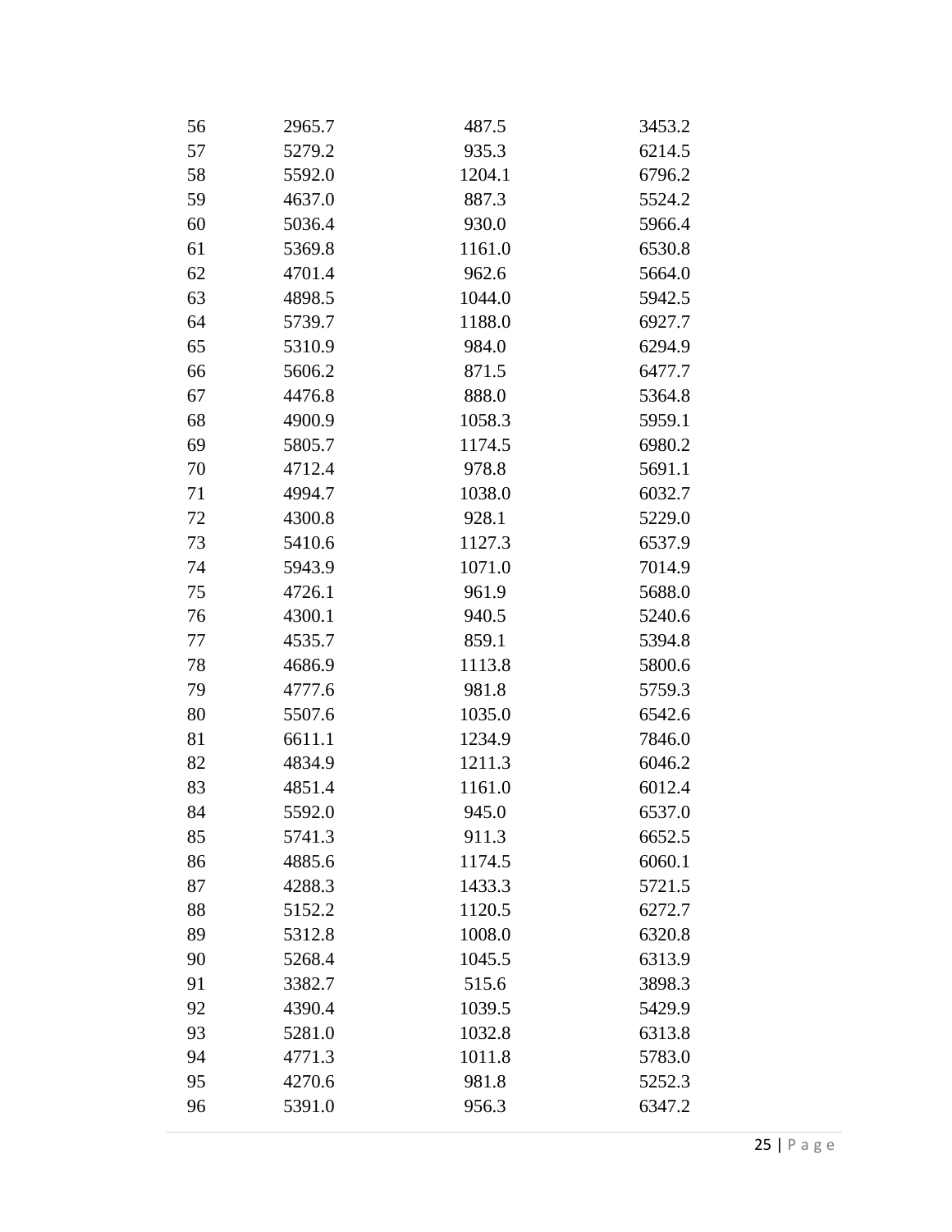| | | | |
|---|---|---|---|
| 56 | 2965.7 | 487.5 | 3453.2 |
| 57 | 5279.2 | 935.3 | 6214.5 |
| 58 | 5592.0 | 1204.1 | 6796.2 |
| 59 | 4637.0 | 887.3 | 5524.2 |
| 60 | 5036.4 | 930.0 | 5966.4 |
| 61 | 5369.8 | 1161.0 | 6530.8 |
| 62 | 4701.4 | 962.6 | 5664.0 |
| 63 | 4898.5 | 1044.0 | 5942.5 |
| 64 | 5739.7 | 1188.0 | 6927.7 |
| 65 | 5310.9 | 984.0 | 6294.9 |
| 66 | 5606.2 | 871.5 | 6477.7 |
| 67 | 4476.8 | 888.0 | 5364.8 |
| 68 | 4900.9 | 1058.3 | 5959.1 |
| 69 | 5805.7 | 1174.5 | 6980.2 |
| 70 | 4712.4 | 978.8 | 5691.1 |
| 71 | 4994.7 | 1038.0 | 6032.7 |
| 72 | 4300.8 | 928.1 | 5229.0 |
| 73 | 5410.6 | 1127.3 | 6537.9 |
| 74 | 5943.9 | 1071.0 | 7014.9 |
| 75 | 4726.1 | 961.9 | 5688.0 |
| 76 | 4300.1 | 940.5 | 5240.6 |
| 77 | 4535.7 | 859.1 | 5394.8 |
| 78 | 4686.9 | 1113.8 | 5800.6 |
| 79 | 4777.6 | 981.8 | 5759.3 |
| 80 | 5507.6 | 1035.0 | 6542.6 |
| 81 | 6611.1 | 1234.9 | 7846.0 |
| 82 | 4834.9 | 1211.3 | 6046.2 |
| 83 | 4851.4 | 1161.0 | 6012.4 |
| 84 | 5592.0 | 945.0 | 6537.0 |
| 85 | 5741.3 | 911.3 | 6652.5 |
| 86 | 4885.6 | 1174.5 | 6060.1 |
| 87 | 4288.3 | 1433.3 | 5721.5 |
| 88 | 5152.2 | 1120.5 | 6272.7 |
| 89 | 5312.8 | 1008.0 | 6320.8 |
| 90 | 5268.4 | 1045.5 | 6313.9 |
| 91 | 3382.7 | 515.6 | 3898.3 |
| 92 | 4390.4 | 1039.5 | 5429.9 |
| 93 | 5281.0 | 1032.8 | 6313.8 |
| 94 | 4771.3 | 1011.8 | 5783.0 |
| 95 | 4270.6 | 981.8 | 5252.3 |
| 96 | 5391.0 | 956.3 | 6347.2 |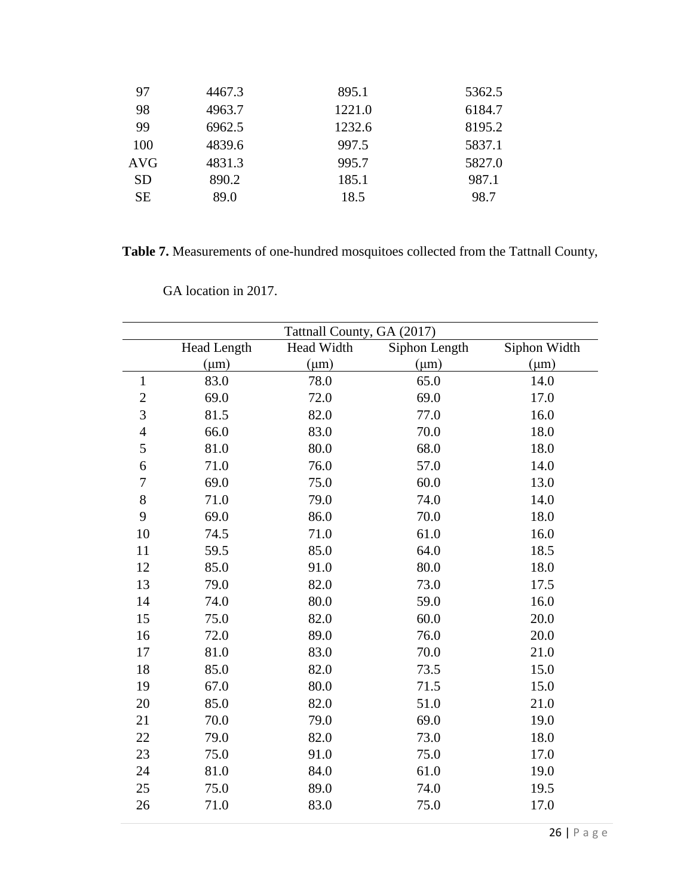| | | | |
|---|---|---|---|
| 97 | 4467.3 | 895.1 | 5362.5 |
| 98 | 4963.7 | 1221.0 | 6184.7 |
| 99 | 6962.5 | 1232.6 | 8195.2 |
| 100 | 4839.6 | 997.5 | 5837.1 |
| AVG | 4831.3 | 995.7 | 5827.0 |
| SD | 890.2 | 185.1 | 987.1 |
| SE | 89.0 | 18.5 | 98.7 |

**Table 7.** Measurements of one-hundred mosquitoes collected from the Tattnall County, GA location in 2017.

| Tattnall County, GA (2017) | | | | |
|---|---|---|---|---|
| | Head Length (μm) | Head Width (μm) | Siphon Length (μm) | Siphon Width (μm) |
| 1 | 83.0 | 78.0 | 65.0 | 14.0 |
| 2 | 69.0 | 72.0 | 69.0 | 17.0 |
| 3 | 81.5 | 82.0 | 77.0 | 16.0 |
| 4 | 66.0 | 83.0 | 70.0 | 18.0 |
| 5 | 81.0 | 80.0 | 68.0 | 18.0 |
| 6 | 71.0 | 76.0 | 57.0 | 14.0 |
| 7 | 69.0 | 75.0 | 60.0 | 13.0 |
| 8 | 71.0 | 79.0 | 74.0 | 14.0 |
| 9 | 69.0 | 86.0 | 70.0 | 18.0 |
| 10 | 74.5 | 71.0 | 61.0 | 16.0 |
| 11 | 59.5 | 85.0 | 64.0 | 18.5 |
| 12 | 85.0 | 91.0 | 80.0 | 18.0 |
| 13 | 79.0 | 82.0 | 73.0 | 17.5 |
| 14 | 74.0 | 80.0 | 59.0 | 16.0 |
| 15 | 75.0 | 82.0 | 60.0 | 20.0 |
| 16 | 72.0 | 89.0 | 76.0 | 20.0 |
| 17 | 81.0 | 83.0 | 70.0 | 21.0 |
| 18 | 85.0 | 82.0 | 73.5 | 15.0 |
| 19 | 67.0 | 80.0 | 71.5 | 15.0 |
| 20 | 85.0 | 82.0 | 51.0 | 21.0 |
| 21 | 70.0 | 79.0 | 69.0 | 19.0 |
| 22 | 79.0 | 82.0 | 73.0 | 18.0 |
| 23 | 75.0 | 91.0 | 75.0 | 17.0 |
| 24 | 81.0 | 84.0 | 61.0 | 19.0 |
| 25 | 75.0 | 89.0 | 74.0 | 19.5 |
| 26 | 71.0 | 83.0 | 75.0 | 17.0 |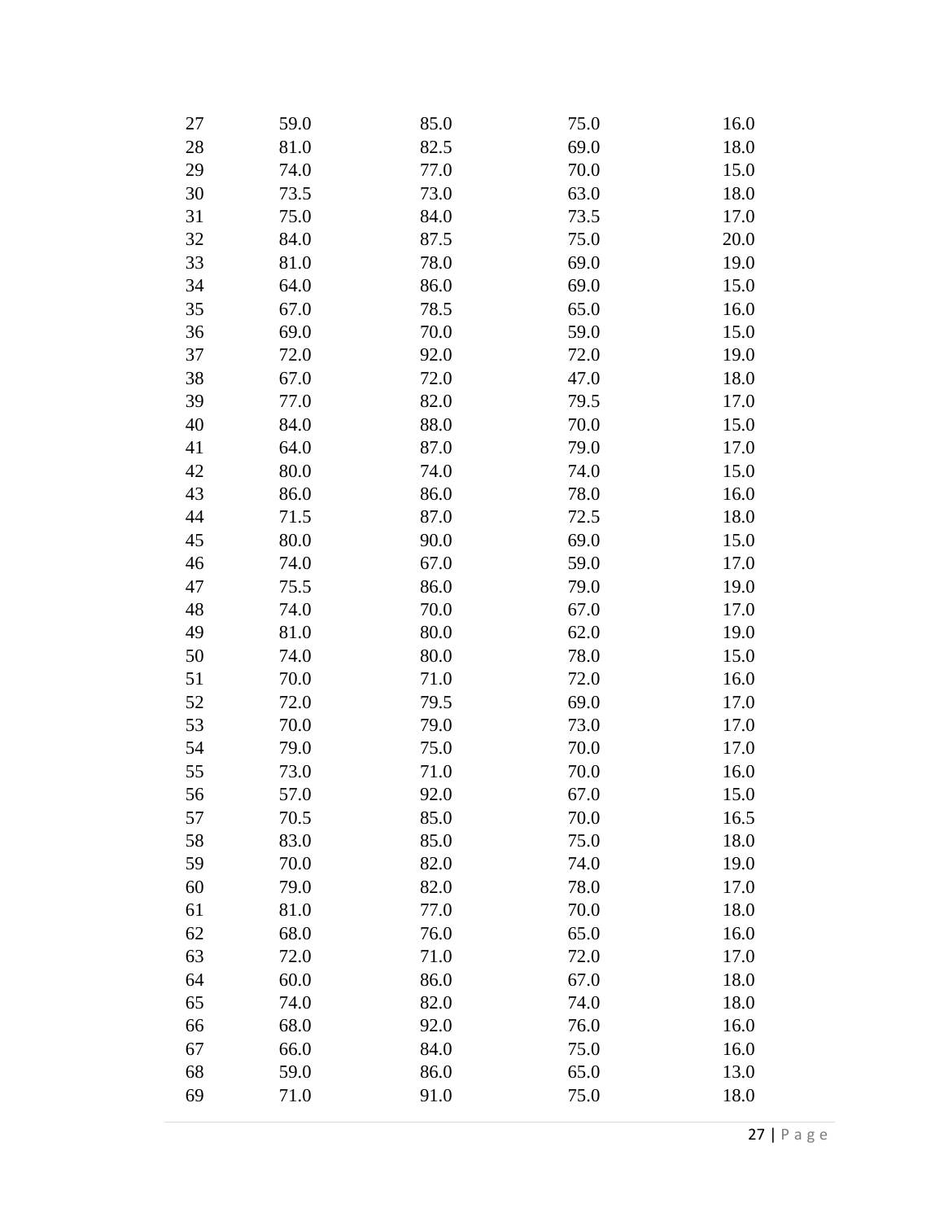| | | | | |
|---|---|---|---|---|
| 27 | 59.0 | 85.0 | 75.0 | 16.0 |
| 28 | 81.0 | 82.5 | 69.0 | 18.0 |
| 29 | 74.0 | 77.0 | 70.0 | 15.0 |
| 30 | 73.5 | 73.0 | 63.0 | 18.0 |
| 31 | 75.0 | 84.0 | 73.5 | 17.0 |
| 32 | 84.0 | 87.5 | 75.0 | 20.0 |
| 33 | 81.0 | 78.0 | 69.0 | 19.0 |
| 34 | 64.0 | 86.0 | 69.0 | 15.0 |
| 35 | 67.0 | 78.5 | 65.0 | 16.0 |
| 36 | 69.0 | 70.0 | 59.0 | 15.0 |
| 37 | 72.0 | 92.0 | 72.0 | 19.0 |
| 38 | 67.0 | 72.0 | 47.0 | 18.0 |
| 39 | 77.0 | 82.0 | 79.5 | 17.0 |
| 40 | 84.0 | 88.0 | 70.0 | 15.0 |
| 41 | 64.0 | 87.0 | 79.0 | 17.0 |
| 42 | 80.0 | 74.0 | 74.0 | 15.0 |
| 43 | 86.0 | 86.0 | 78.0 | 16.0 |
| 44 | 71.5 | 87.0 | 72.5 | 18.0 |
| 45 | 80.0 | 90.0 | 69.0 | 15.0 |
| 46 | 74.0 | 67.0 | 59.0 | 17.0 |
| 47 | 75.5 | 86.0 | 79.0 | 19.0 |
| 48 | 74.0 | 70.0 | 67.0 | 17.0 |
| 49 | 81.0 | 80.0 | 62.0 | 19.0 |
| 50 | 74.0 | 80.0 | 78.0 | 15.0 |
| 51 | 70.0 | 71.0 | 72.0 | 16.0 |
| 52 | 72.0 | 79.5 | 69.0 | 17.0 |
| 53 | 70.0 | 79.0 | 73.0 | 17.0 |
| 54 | 79.0 | 75.0 | 70.0 | 17.0 |
| 55 | 73.0 | 71.0 | 70.0 | 16.0 |
| 56 | 57.0 | 92.0 | 67.0 | 15.0 |
| 57 | 70.5 | 85.0 | 70.0 | 16.5 |
| 58 | 83.0 | 85.0 | 75.0 | 18.0 |
| 59 | 70.0 | 82.0 | 74.0 | 19.0 |
| 60 | 79.0 | 82.0 | 78.0 | 17.0 |
| 61 | 81.0 | 77.0 | 70.0 | 18.0 |
| 62 | 68.0 | 76.0 | 65.0 | 16.0 |
| 63 | 72.0 | 71.0 | 72.0 | 17.0 |
| 64 | 60.0 | 86.0 | 67.0 | 18.0 |
| 65 | 74.0 | 82.0 | 74.0 | 18.0 |
| 66 | 68.0 | 92.0 | 76.0 | 16.0 |
| 67 | 66.0 | 84.0 | 75.0 | 16.0 |
| 68 | 59.0 | 86.0 | 65.0 | 13.0 |
| 69 | 71.0 | 91.0 | 75.0 | 18.0 |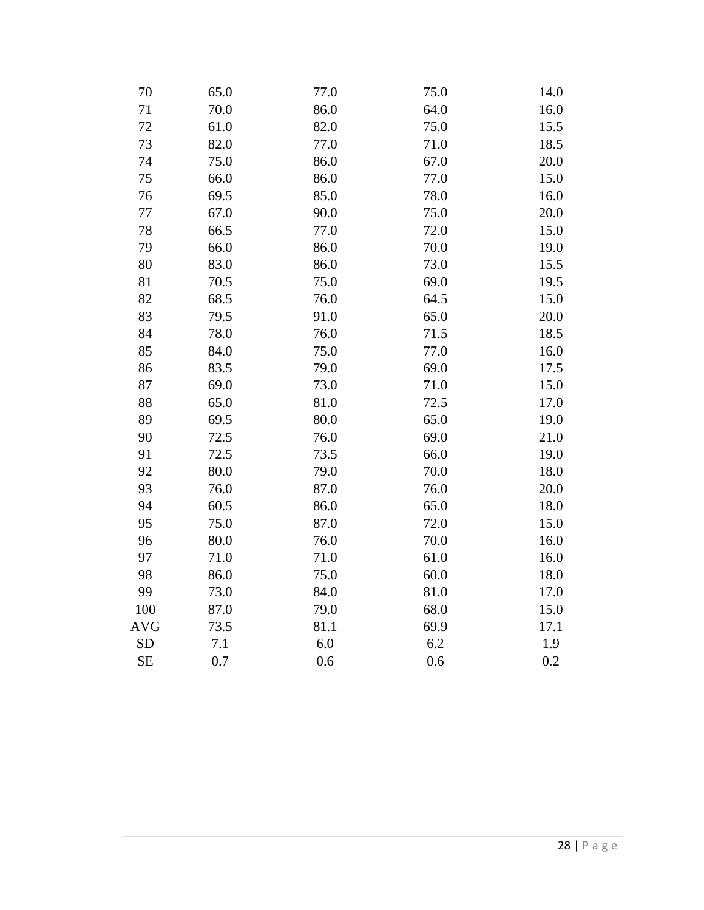| | | | | |
|---|---|---|---|---|
| 70 | 65.0 | 77.0 | 75.0 | 14.0 |
| 71 | 70.0 | 86.0 | 64.0 | 16.0 |
| 72 | 61.0 | 82.0 | 75.0 | 15.5 |
| 73 | 82.0 | 77.0 | 71.0 | 18.5 |
| 74 | 75.0 | 86.0 | 67.0 | 20.0 |
| 75 | 66.0 | 86.0 | 77.0 | 15.0 |
| 76 | 69.5 | 85.0 | 78.0 | 16.0 |
| 77 | 67.0 | 90.0 | 75.0 | 20.0 |
| 78 | 66.5 | 77.0 | 72.0 | 15.0 |
| 79 | 66.0 | 86.0 | 70.0 | 19.0 |
| 80 | 83.0 | 86.0 | 73.0 | 15.5 |
| 81 | 70.5 | 75.0 | 69.0 | 19.5 |
| 82 | 68.5 | 76.0 | 64.5 | 15.0 |
| 83 | 79.5 | 91.0 | 65.0 | 20.0 |
| 84 | 78.0 | 76.0 | 71.5 | 18.5 |
| 85 | 84.0 | 75.0 | 77.0 | 16.0 |
| 86 | 83.5 | 79.0 | 69.0 | 17.5 |
| 87 | 69.0 | 73.0 | 71.0 | 15.0 |
| 88 | 65.0 | 81.0 | 72.5 | 17.0 |
| 89 | 69.5 | 80.0 | 65.0 | 19.0 |
| 90 | 72.5 | 76.0 | 69.0 | 21.0 |
| 91 | 72.5 | 73.5 | 66.0 | 19.0 |
| 92 | 80.0 | 79.0 | 70.0 | 18.0 |
| 93 | 76.0 | 87.0 | 76.0 | 20.0 |
| 94 | 60.5 | 86.0 | 65.0 | 18.0 |
| 95 | 75.0 | 87.0 | 72.0 | 15.0 |
| 96 | 80.0 | 76.0 | 70.0 | 16.0 |
| 97 | 71.0 | 71.0 | 61.0 | 16.0 |
| 98 | 86.0 | 75.0 | 60.0 | 18.0 |
| 99 | 73.0 | 84.0 | 81.0 | 17.0 |
| 100 | 87.0 | 79.0 | 68.0 | 15.0 |
| AVG | 73.5 | 81.1 | 69.9 | 17.1 |
| SD | 7.1 | 6.0 | 6.2 | 1.9 |
| SE | 0.7 | 0.6 | 0.6 | 0.2 |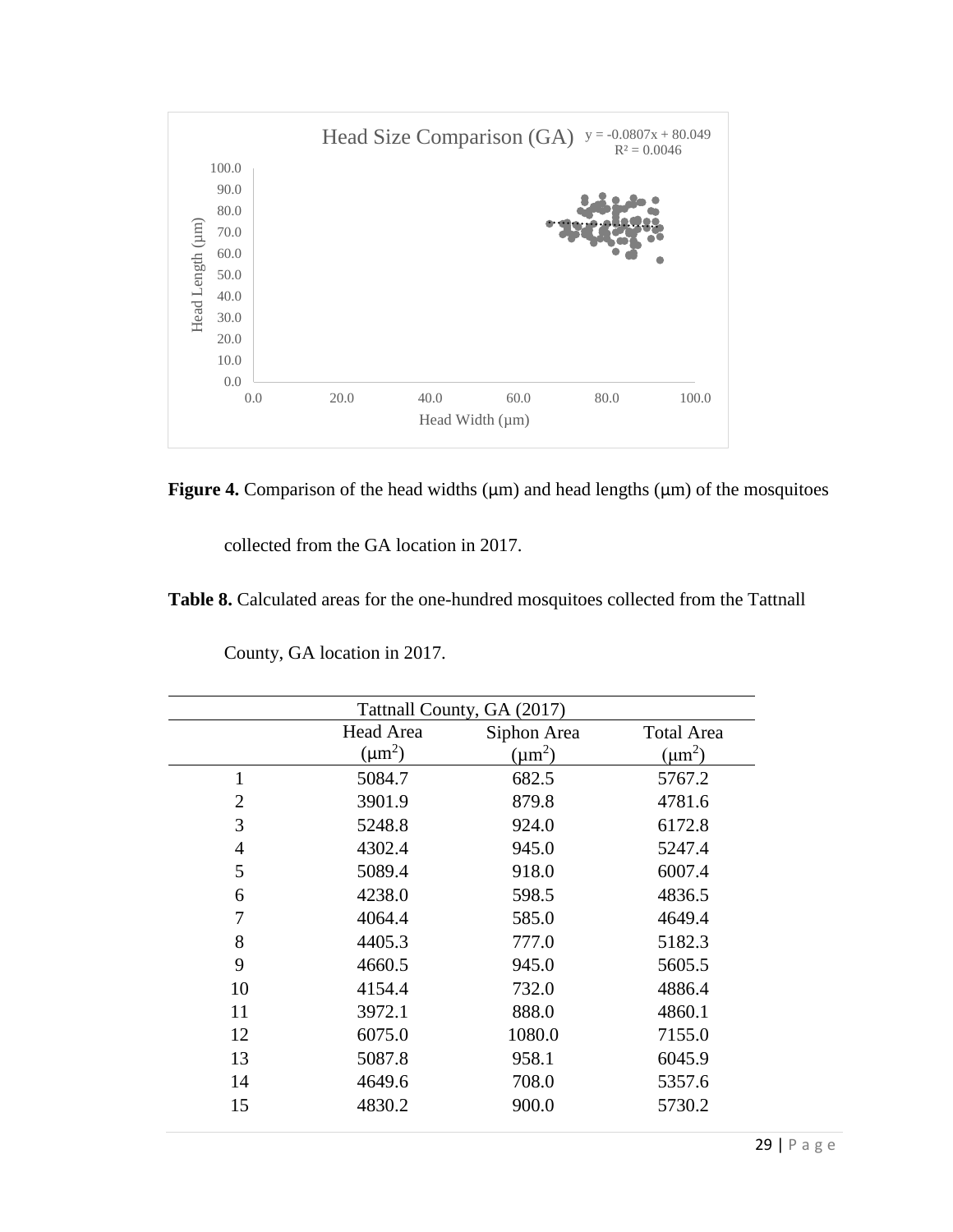**Figure 4.** Comparison of the head widths (μm) and head lengths (μm) of the mosquitoes collected from the GA location in 2017.

**Table 8.** Calculated areas for the one-hundred mosquitoes collected from the Tattnall County, GA location in 2017.

| Tattnall County, GA (2017) | | | |
|---|---|---|---|
| | Head Area ($\mu m^2$) | Siphon Area ($\mu m^2$) | Total Area ($\mu m^2$) |
| 1 | 5084.7 | 682.5 | 5767.2 |
| 2 | 3901.9 | 879.8 | 4781.6 |
| 3 | 5248.8 | 924.0 | 6172.8 |
| 4 | 4302.4 | 945.0 | 5247.4 |
| 5 | 5089.4 | 918.0 | 6007.4 |
| 6 | 4238.0 | 598.5 | 4836.5 |
| 7 | 4064.4 | 585.0 | 4649.4 |
| 8 | 4405.3 | 777.0 | 5182.3 |
| 9 | 4660.5 | 945.0 | 5605.5 |
| 10 | 4154.4 | 732.0 | 4886.4 |
| 11 | 3972.1 | 888.0 | 4860.1 |
| 12 | 6075.0 | 1080.0 | 7155.0 |
| 13 | 5087.8 | 958.1 | 6045.9 |
| 14 | 4649.6 | 708.0 | 5357.6 |
| 15 | 4830.2 | 900.0 | 5730.2 |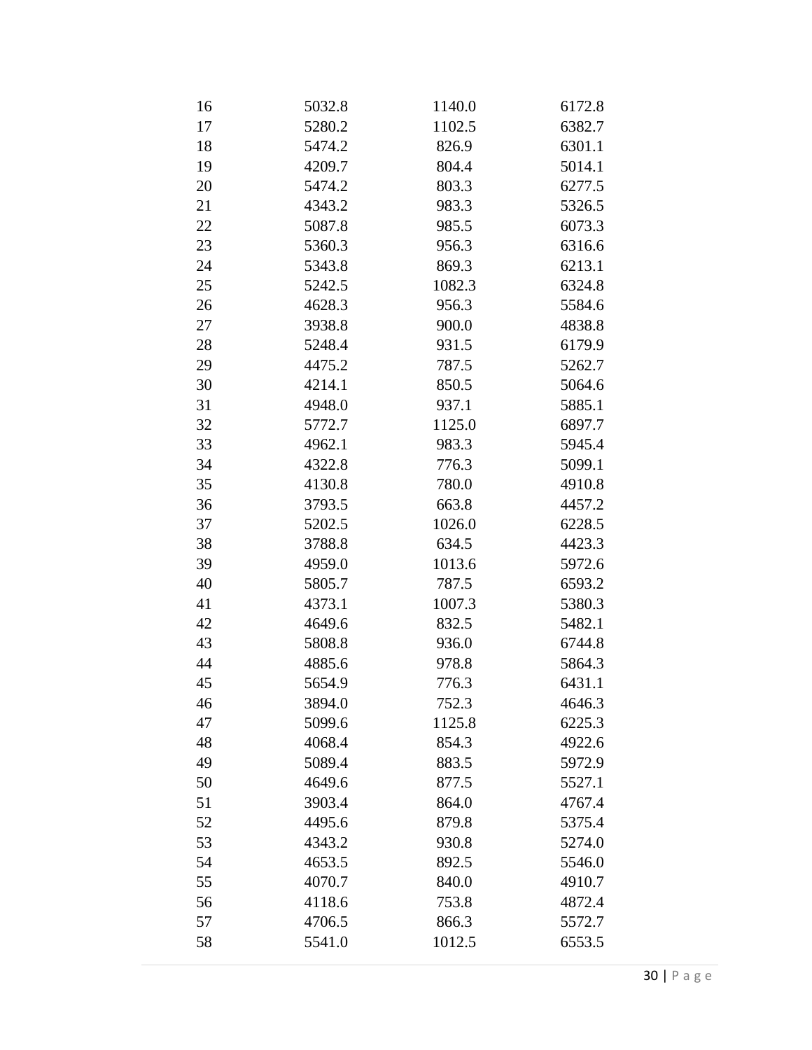| | | | |
|---|---|---|---|
| 16 | 5032.8 | 1140.0 | 6172.8 |
| 17 | 5280.2 | 1102.5 | 6382.7 |
| 18 | 5474.2 | 826.9 | 6301.1 |
| 19 | 4209.7 | 804.4 | 5014.1 |
| 20 | 5474.2 | 803.3 | 6277.5 |
| 21 | 4343.2 | 983.3 | 5326.5 |
| 22 | 5087.8 | 985.5 | 6073.3 |
| 23 | 5360.3 | 956.3 | 6316.6 |
| 24 | 5343.8 | 869.3 | 6213.1 |
| 25 | 5242.5 | 1082.3 | 6324.8 |
| 26 | 4628.3 | 956.3 | 5584.6 |
| 27 | 3938.8 | 900.0 | 4838.8 |
| 28 | 5248.4 | 931.5 | 6179.9 |
| 29 | 4475.2 | 787.5 | 5262.7 |
| 30 | 4214.1 | 850.5 | 5064.6 |
| 31 | 4948.0 | 937.1 | 5885.1 |
| 32 | 5772.7 | 1125.0 | 6897.7 |
| 33 | 4962.1 | 983.3 | 5945.4 |
| 34 | 4322.8 | 776.3 | 5099.1 |
| 35 | 4130.8 | 780.0 | 4910.8 |
| 36 | 3793.5 | 663.8 | 4457.2 |
| 37 | 5202.5 | 1026.0 | 6228.5 |
| 38 | 3788.8 | 634.5 | 4423.3 |
| 39 | 4959.0 | 1013.6 | 5972.6 |
| 40 | 5805.7 | 787.5 | 6593.2 |
| 41 | 4373.1 | 1007.3 | 5380.3 |
| 42 | 4649.6 | 832.5 | 5482.1 |
| 43 | 5808.8 | 936.0 | 6744.8 |
| 44 | 4885.6 | 978.8 | 5864.3 |
| 45 | 5654.9 | 776.3 | 6431.1 |
| 46 | 3894.0 | 752.3 | 4646.3 |
| 47 | 5099.6 | 1125.8 | 6225.3 |
| 48 | 4068.4 | 854.3 | 4922.6 |
| 49 | 5089.4 | 883.5 | 5972.9 |
| 50 | 4649.6 | 877.5 | 5527.1 |
| 51 | 3903.4 | 864.0 | 4767.4 |
| 52 | 4495.6 | 879.8 | 5375.4 |
| 53 | 4343.2 | 930.8 | 5274.0 |
| 54 | 4653.5 | 892.5 | 5546.0 |
| 55 | 4070.7 | 840.0 | 4910.7 |
| 56 | 4118.6 | 753.8 | 4872.4 |
| 57 | 4706.5 | 866.3 | 5572.7 |
| 58 | 5541.0 | 1012.5 | 6553.5 |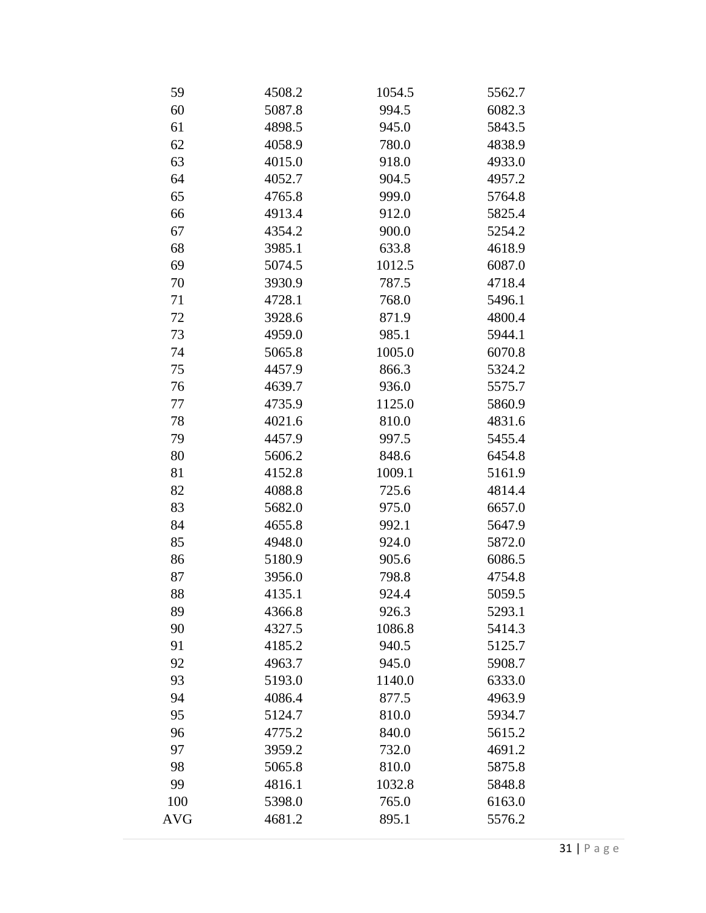| | | | |
|---|---|---|---|
| 59 | 4508.2 | 1054.5 | 5562.7 |
| 60 | 5087.8 | 994.5 | 6082.3 |
| 61 | 4898.5 | 945.0 | 5843.5 |
| 62 | 4058.9 | 780.0 | 4838.9 |
| 63 | 4015.0 | 918.0 | 4933.0 |
| 64 | 4052.7 | 904.5 | 4957.2 |
| 65 | 4765.8 | 999.0 | 5764.8 |
| 66 | 4913.4 | 912.0 | 5825.4 |
| 67 | 4354.2 | 900.0 | 5254.2 |
| 68 | 3985.1 | 633.8 | 4618.9 |
| 69 | 5074.5 | 1012.5 | 6087.0 |
| 70 | 3930.9 | 787.5 | 4718.4 |
| 71 | 4728.1 | 768.0 | 5496.1 |
| 72 | 3928.6 | 871.9 | 4800.4 |
| 73 | 4959.0 | 985.1 | 5944.1 |
| 74 | 5065.8 | 1005.0 | 6070.8 |
| 75 | 4457.9 | 866.3 | 5324.2 |
| 76 | 4639.7 | 936.0 | 5575.7 |
| 77 | 4735.9 | 1125.0 | 5860.9 |
| 78 | 4021.6 | 810.0 | 4831.6 |
| 79 | 4457.9 | 997.5 | 5455.4 |
| 80 | 5606.2 | 848.6 | 6454.8 |
| 81 | 4152.8 | 1009.1 | 5161.9 |
| 82 | 4088.8 | 725.6 | 4814.4 |
| 83 | 5682.0 | 975.0 | 6657.0 |
| 84 | 4655.8 | 992.1 | 5647.9 |
| 85 | 4948.0 | 924.0 | 5872.0 |
| 86 | 5180.9 | 905.6 | 6086.5 |
| 87 | 3956.0 | 798.8 | 4754.8 |
| 88 | 4135.1 | 924.4 | 5059.5 |
| 89 | 4366.8 | 926.3 | 5293.1 |
| 90 | 4327.5 | 1086.8 | 5414.3 |
| 91 | 4185.2 | 940.5 | 5125.7 |
| 92 | 4963.7 | 945.0 | 5908.7 |
| 93 | 5193.0 | 1140.0 | 6333.0 |
| 94 | 4086.4 | 877.5 | 4963.9 |
| 95 | 5124.7 | 810.0 | 5934.7 |
| 96 | 4775.2 | 840.0 | 5615.2 |
| 97 | 3959.2 | 732.0 | 4691.2 |
| 98 | 5065.8 | 810.0 | 5875.8 |
| 99 | 4816.1 | 1032.8 | 5848.8 |
| 100 | 5398.0 | 765.0 | 6163.0 |
| AVG | 4681.2 | 895.1 | 5576.2 |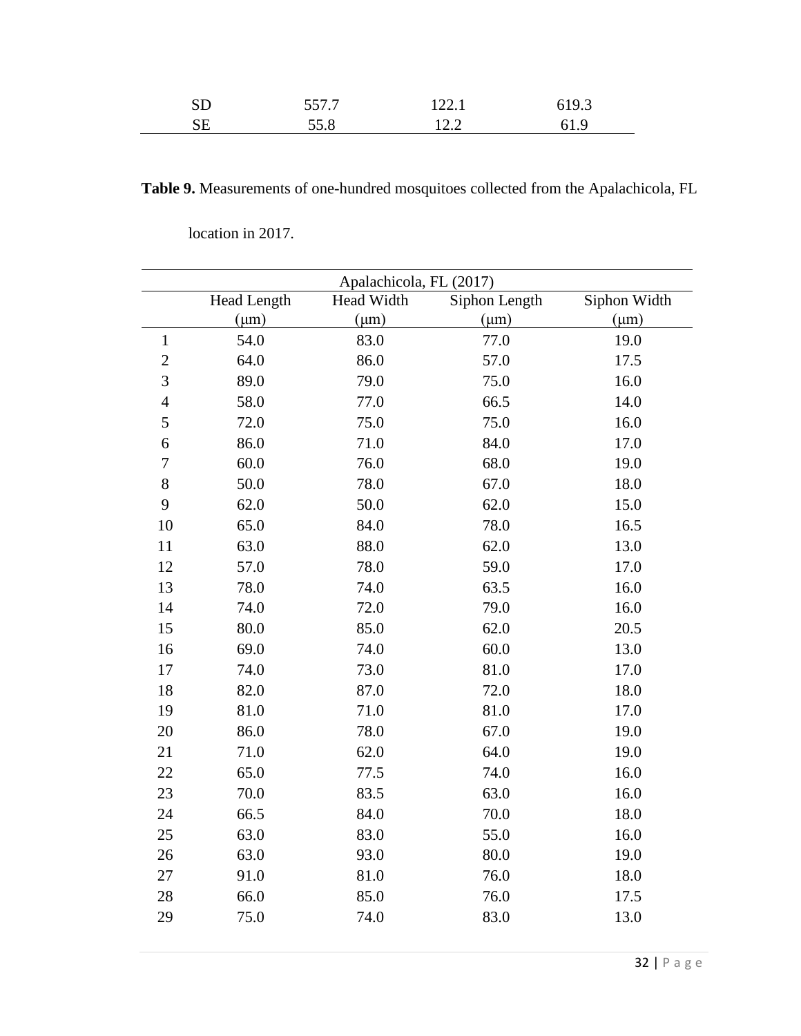| | | | |
|---|---|---|---|
| SD | 557.7 | 122.1 | 619.3 |
| SE | 55.8 | 12.2 | 61.9 |

**Table 9.** Measurements of one-hundred mosquitoes collected from the Apalachicola, FL location in 2017.

| | Apalachicola, FL (2017) | | | |
|---|---|---|---|---|
| | Head Length (μm) | Head Width (μm) | Siphon Length (μm) | Siphon Width (μm) |
| 1 | 54.0 | 83.0 | 77.0 | 19.0 |
| 2 | 64.0 | 86.0 | 57.0 | 17.5 |
| 3 | 89.0 | 79.0 | 75.0 | 16.0 |
| 4 | 58.0 | 77.0 | 66.5 | 14.0 |
| 5 | 72.0 | 75.0 | 75.0 | 16.0 |
| 6 | 86.0 | 71.0 | 84.0 | 17.0 |
| 7 | 60.0 | 76.0 | 68.0 | 19.0 |
| 8 | 50.0 | 78.0 | 67.0 | 18.0 |
| 9 | 62.0 | 50.0 | 62.0 | 15.0 |
| 10 | 65.0 | 84.0 | 78.0 | 16.5 |
| 11 | 63.0 | 88.0 | 62.0 | 13.0 |
| 12 | 57.0 | 78.0 | 59.0 | 17.0 |
| 13 | 78.0 | 74.0 | 63.5 | 16.0 |
| 14 | 74.0 | 72.0 | 79.0 | 16.0 |
| 15 | 80.0 | 85.0 | 62.0 | 20.5 |
| 16 | 69.0 | 74.0 | 60.0 | 13.0 |
| 17 | 74.0 | 73.0 | 81.0 | 17.0 |
| 18 | 82.0 | 87.0 | 72.0 | 18.0 |
| 19 | 81.0 | 71.0 | 81.0 | 17.0 |
| 20 | 86.0 | 78.0 | 67.0 | 19.0 |
| 21 | 71.0 | 62.0 | 64.0 | 19.0 |
| 22 | 65.0 | 77.5 | 74.0 | 16.0 |
| 23 | 70.0 | 83.5 | 63.0 | 16.0 |
| 24 | 66.5 | 84.0 | 70.0 | 18.0 |
| 25 | 63.0 | 83.0 | 55.0 | 16.0 |
| 26 | 63.0 | 93.0 | 80.0 | 19.0 |
| 27 | 91.0 | 81.0 | 76.0 | 18.0 |
| 28 | 66.0 | 85.0 | 76.0 | 17.5 |
| 29 | 75.0 | 74.0 | 83.0 | 13.0 |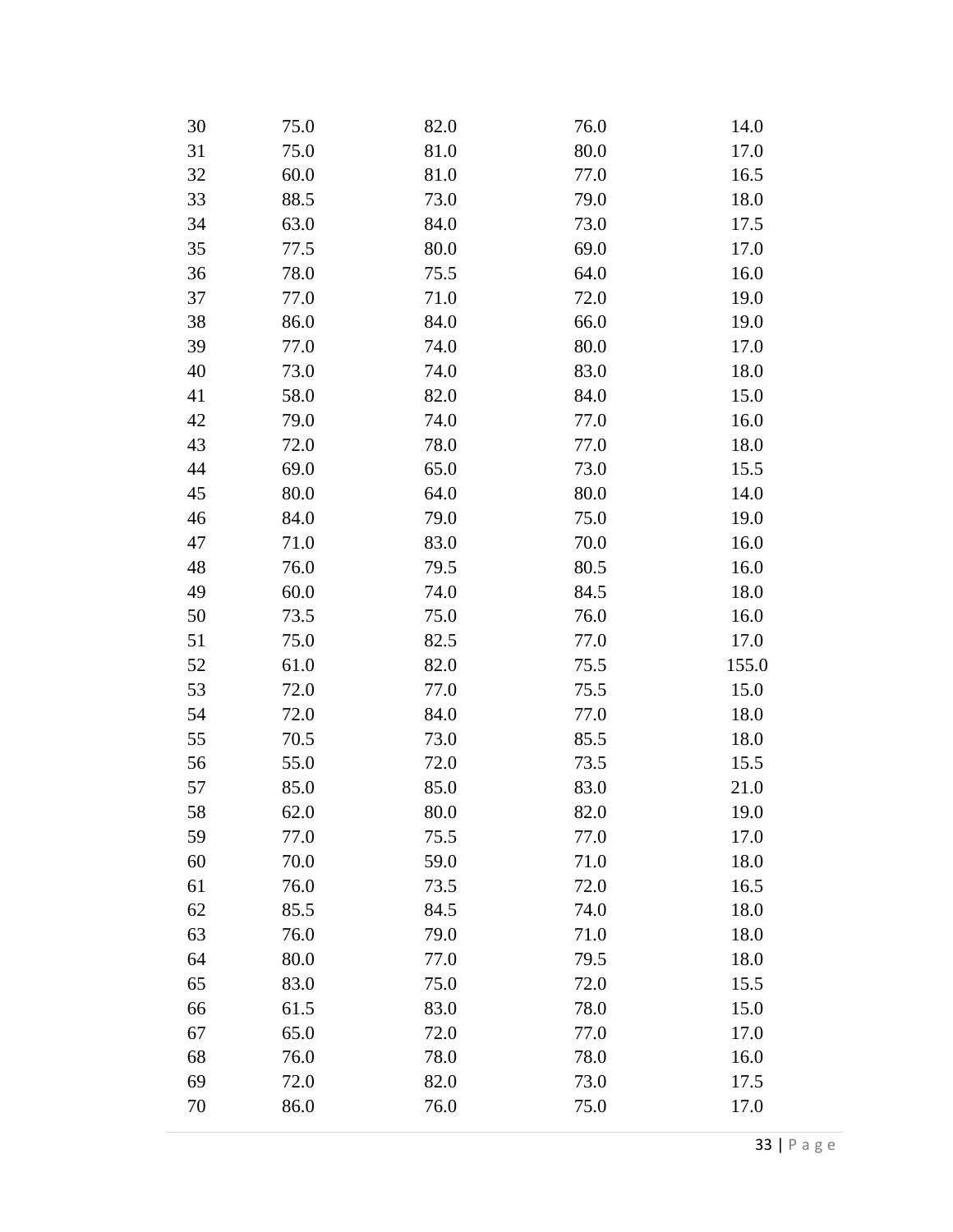| | | | | |
|---|---|---|---|---|
| 30 | 75.0 | 82.0 | 76.0 | 14.0 |
| 31 | 75.0 | 81.0 | 80.0 | 17.0 |
| 32 | 60.0 | 81.0 | 77.0 | 16.5 |
| 33 | 88.5 | 73.0 | 79.0 | 18.0 |
| 34 | 63.0 | 84.0 | 73.0 | 17.5 |
| 35 | 77.5 | 80.0 | 69.0 | 17.0 |
| 36 | 78.0 | 75.5 | 64.0 | 16.0 |
| 37 | 77.0 | 71.0 | 72.0 | 19.0 |
| 38 | 86.0 | 84.0 | 66.0 | 19.0 |
| 39 | 77.0 | 74.0 | 80.0 | 17.0 |
| 40 | 73.0 | 74.0 | 83.0 | 18.0 |
| 41 | 58.0 | 82.0 | 84.0 | 15.0 |
| 42 | 79.0 | 74.0 | 77.0 | 16.0 |
| 43 | 72.0 | 78.0 | 77.0 | 18.0 |
| 44 | 69.0 | 65.0 | 73.0 | 15.5 |
| 45 | 80.0 | 64.0 | 80.0 | 14.0 |
| 46 | 84.0 | 79.0 | 75.0 | 19.0 |
| 47 | 71.0 | 83.0 | 70.0 | 16.0 |
| 48 | 76.0 | 79.5 | 80.5 | 16.0 |
| 49 | 60.0 | 74.0 | 84.5 | 18.0 |
| 50 | 73.5 | 75.0 | 76.0 | 16.0 |
| 51 | 75.0 | 82.5 | 77.0 | 17.0 |
| 52 | 61.0 | 82.0 | 75.5 | 155.0 |
| 53 | 72.0 | 77.0 | 75.5 | 15.0 |
| 54 | 72.0 | 84.0 | 77.0 | 18.0 |
| 55 | 70.5 | 73.0 | 85.5 | 18.0 |
| 56 | 55.0 | 72.0 | 73.5 | 15.5 |
| 57 | 85.0 | 85.0 | 83.0 | 21.0 |
| 58 | 62.0 | 80.0 | 82.0 | 19.0 |
| 59 | 77.0 | 75.5 | 77.0 | 17.0 |
| 60 | 70.0 | 59.0 | 71.0 | 18.0 |
| 61 | 76.0 | 73.5 | 72.0 | 16.5 |
| 62 | 85.5 | 84.5 | 74.0 | 18.0 |
| 63 | 76.0 | 79.0 | 71.0 | 18.0 |
| 64 | 80.0 | 77.0 | 79.5 | 18.0 |
| 65 | 83.0 | 75.0 | 72.0 | 15.5 |
| 66 | 61.5 | 83.0 | 78.0 | 15.0 |
| 67 | 65.0 | 72.0 | 77.0 | 17.0 |
| 68 | 76.0 | 78.0 | 78.0 | 16.0 |
| 69 | 72.0 | 82.0 | 73.0 | 17.5 |
| 70 | 86.0 | 76.0 | 75.0 | 17.0 |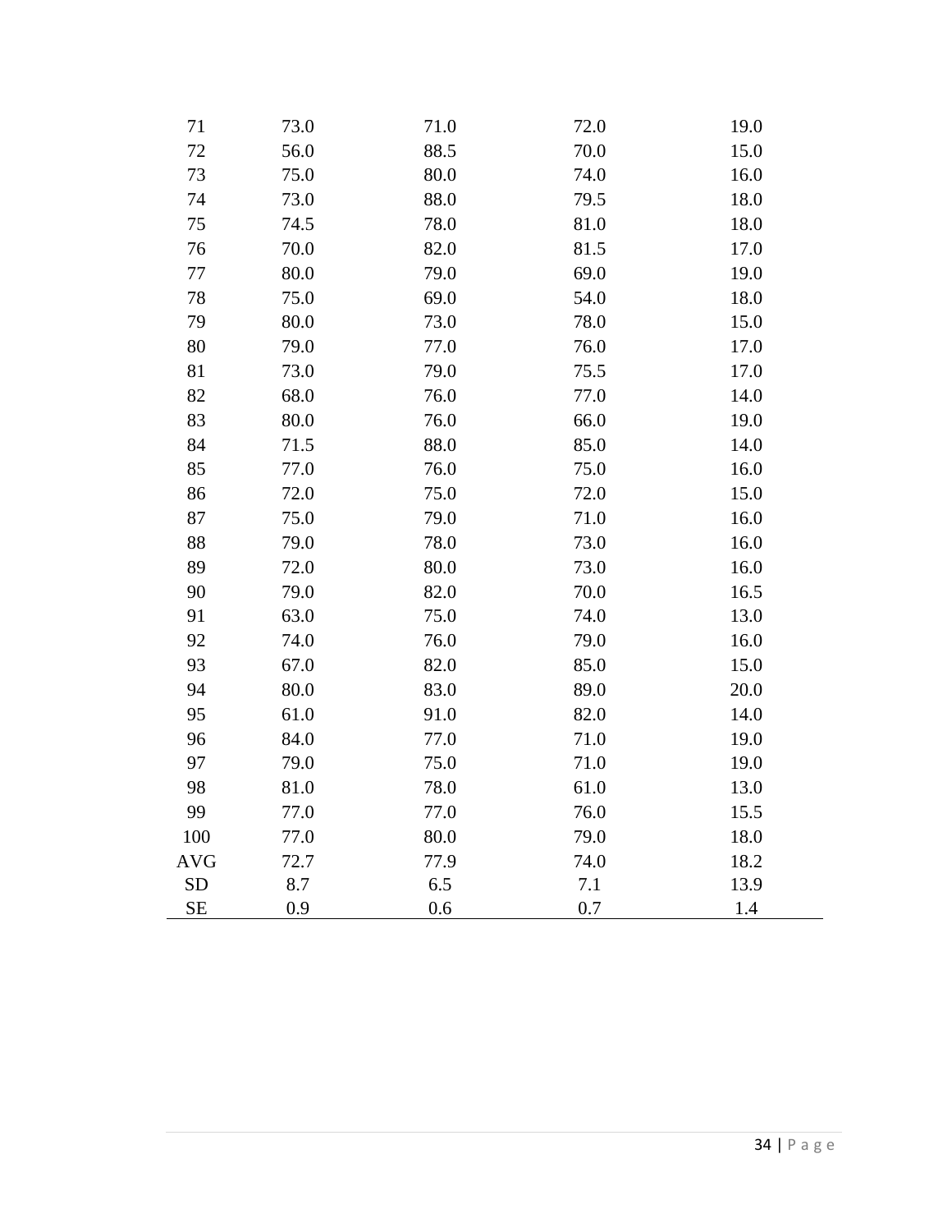| | | | | |
|---|---|---|---|---|
| 71 | 73.0 | 71.0 | 72.0 | 19.0 |
| 72 | 56.0 | 88.5 | 70.0 | 15.0 |
| 73 | 75.0 | 80.0 | 74.0 | 16.0 |
| 74 | 73.0 | 88.0 | 79.5 | 18.0 |
| 75 | 74.5 | 78.0 | 81.0 | 18.0 |
| 76 | 70.0 | 82.0 | 81.5 | 17.0 |
| 77 | 80.0 | 79.0 | 69.0 | 19.0 |
| 78 | 75.0 | 69.0 | 54.0 | 18.0 |
| 79 | 80.0 | 73.0 | 78.0 | 15.0 |
| 80 | 79.0 | 77.0 | 76.0 | 17.0 |
| 81 | 73.0 | 79.0 | 75.5 | 17.0 |
| 82 | 68.0 | 76.0 | 77.0 | 14.0 |
| 83 | 80.0 | 76.0 | 66.0 | 19.0 |
| 84 | 71.5 | 88.0 | 85.0 | 14.0 |
| 85 | 77.0 | 76.0 | 75.0 | 16.0 |
| 86 | 72.0 | 75.0 | 72.0 | 15.0 |
| 87 | 75.0 | 79.0 | 71.0 | 16.0 |
| 88 | 79.0 | 78.0 | 73.0 | 16.0 |
| 89 | 72.0 | 80.0 | 73.0 | 16.0 |
| 90 | 79.0 | 82.0 | 70.0 | 16.5 |
| 91 | 63.0 | 75.0 | 74.0 | 13.0 |
| 92 | 74.0 | 76.0 | 79.0 | 16.0 |
| 93 | 67.0 | 82.0 | 85.0 | 15.0 |
| 94 | 80.0 | 83.0 | 89.0 | 20.0 |
| 95 | 61.0 | 91.0 | 82.0 | 14.0 |
| 96 | 84.0 | 77.0 | 71.0 | 19.0 |
| 97 | 79.0 | 75.0 | 71.0 | 19.0 |
| 98 | 81.0 | 78.0 | 61.0 | 13.0 |
| 99 | 77.0 | 77.0 | 76.0 | 15.5 |
| 100 | 77.0 | 80.0 | 79.0 | 18.0 |
| AVG | 72.7 | 77.9 | 74.0 | 18.2 |
| SD | 8.7 | 6.5 | 7.1 | 13.9 |
| SE | 0.9 | 0.6 | 0.7 | 1.4 |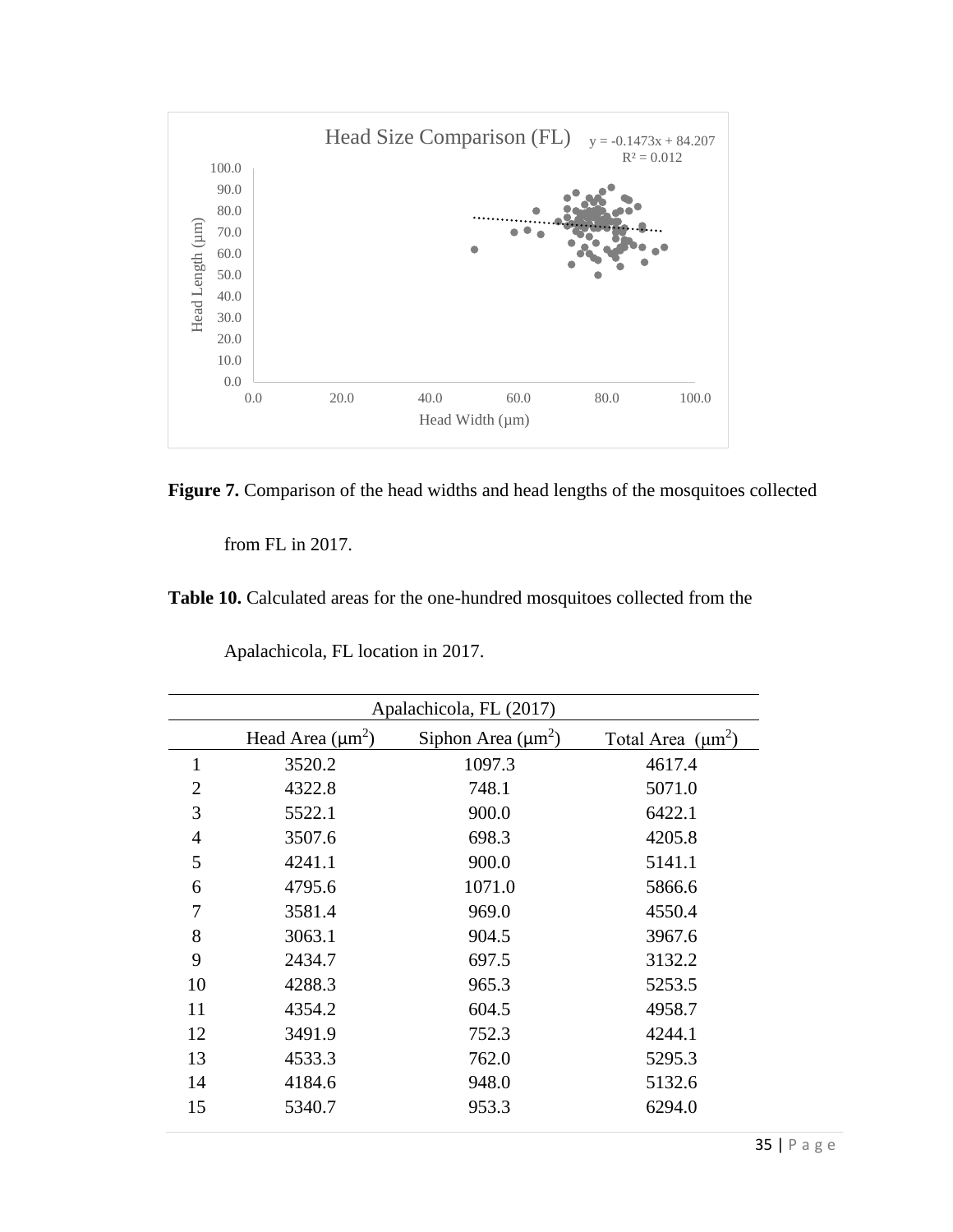**Figure 7.** Comparison of the head widths and head lengths of the mosquitoes collected from FL in 2017.

**Table 10.** Calculated areas for the one-hundred mosquitoes collected from the Apalachicola, FL location in 2017.

| Apalachicola, FL (2017) | | | |
|---|---|---|---|
| | Head Area (μm$^2$) | Siphon Area (μm$^2$) | Total Area (μm$^2$) |
| 1 | 3520.2 | 1097.3 | 4617.4 |
| 2 | 4322.8 | 748.1 | 5071.0 |
| 3 | 5522.1 | 900.0 | 6422.1 |
| 4 | 3507.6 | 698.3 | 4205.8 |
| 5 | 4241.1 | 900.0 | 5141.1 |
| 6 | 4795.6 | 1071.0 | 5866.6 |
| 7 | 3581.4 | 969.0 | 4550.4 |
| 8 | 3063.1 | 904.5 | 3967.6 |
| 9 | 2434.7 | 697.5 | 3132.2 |
| 10 | 4288.3 | 965.3 | 5253.5 |
| 11 | 4354.2 | 604.5 | 4958.7 |
| 12 | 3491.9 | 752.3 | 4244.1 |
| 13 | 4533.3 | 762.0 | 5295.3 |
| 14 | 4184.6 | 948.0 | 5132.6 |
| 15 | 5340.7 | 953.3 | 6294.0 |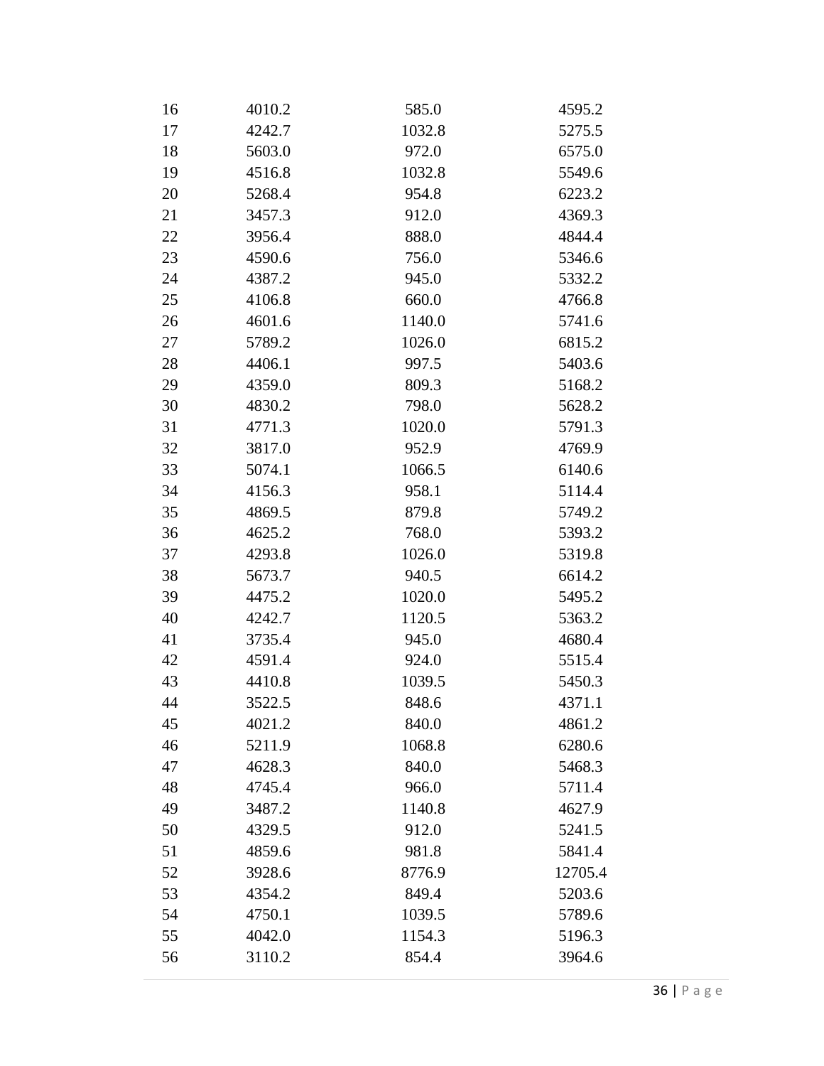| | | | |
|---|---|---|---|
| 16 | 4010.2 | 585.0 | 4595.2 |
| 17 | 4242.7 | 1032.8 | 5275.5 |
| 18 | 5603.0 | 972.0 | 6575.0 |
| 19 | 4516.8 | 1032.8 | 5549.6 |
| 20 | 5268.4 | 954.8 | 6223.2 |
| 21 | 3457.3 | 912.0 | 4369.3 |
| 22 | 3956.4 | 888.0 | 4844.4 |
| 23 | 4590.6 | 756.0 | 5346.6 |
| 24 | 4387.2 | 945.0 | 5332.2 |
| 25 | 4106.8 | 660.0 | 4766.8 |
| 26 | 4601.6 | 1140.0 | 5741.6 |
| 27 | 5789.2 | 1026.0 | 6815.2 |
| 28 | 4406.1 | 997.5 | 5403.6 |
| 29 | 4359.0 | 809.3 | 5168.2 |
| 30 | 4830.2 | 798.0 | 5628.2 |
| 31 | 4771.3 | 1020.0 | 5791.3 |
| 32 | 3817.0 | 952.9 | 4769.9 |
| 33 | 5074.1 | 1066.5 | 6140.6 |
| 34 | 4156.3 | 958.1 | 5114.4 |
| 35 | 4869.5 | 879.8 | 5749.2 |
| 36 | 4625.2 | 768.0 | 5393.2 |
| 37 | 4293.8 | 1026.0 | 5319.8 |
| 38 | 5673.7 | 940.5 | 6614.2 |
| 39 | 4475.2 | 1020.0 | 5495.2 |
| 40 | 4242.7 | 1120.5 | 5363.2 |
| 41 | 3735.4 | 945.0 | 4680.4 |
| 42 | 4591.4 | 924.0 | 5515.4 |
| 43 | 4410.8 | 1039.5 | 5450.3 |
| 44 | 3522.5 | 848.6 | 4371.1 |
| 45 | 4021.2 | 840.0 | 4861.2 |
| 46 | 5211.9 | 1068.8 | 6280.6 |
| 47 | 4628.3 | 840.0 | 5468.3 |
| 48 | 4745.4 | 966.0 | 5711.4 |
| 49 | 3487.2 | 1140.8 | 4627.9 |
| 50 | 4329.5 | 912.0 | 5241.5 |
| 51 | 4859.6 | 981.8 | 5841.4 |
| 52 | 3928.6 | 8776.9 | 12705.4 |
| 53 | 4354.2 | 849.4 | 5203.6 |
| 54 | 4750.1 | 1039.5 | 5789.6 |
| 55 | 4042.0 | 1154.3 | 5196.3 |
| 56 | 3110.2 | 854.4 | 3964.6 |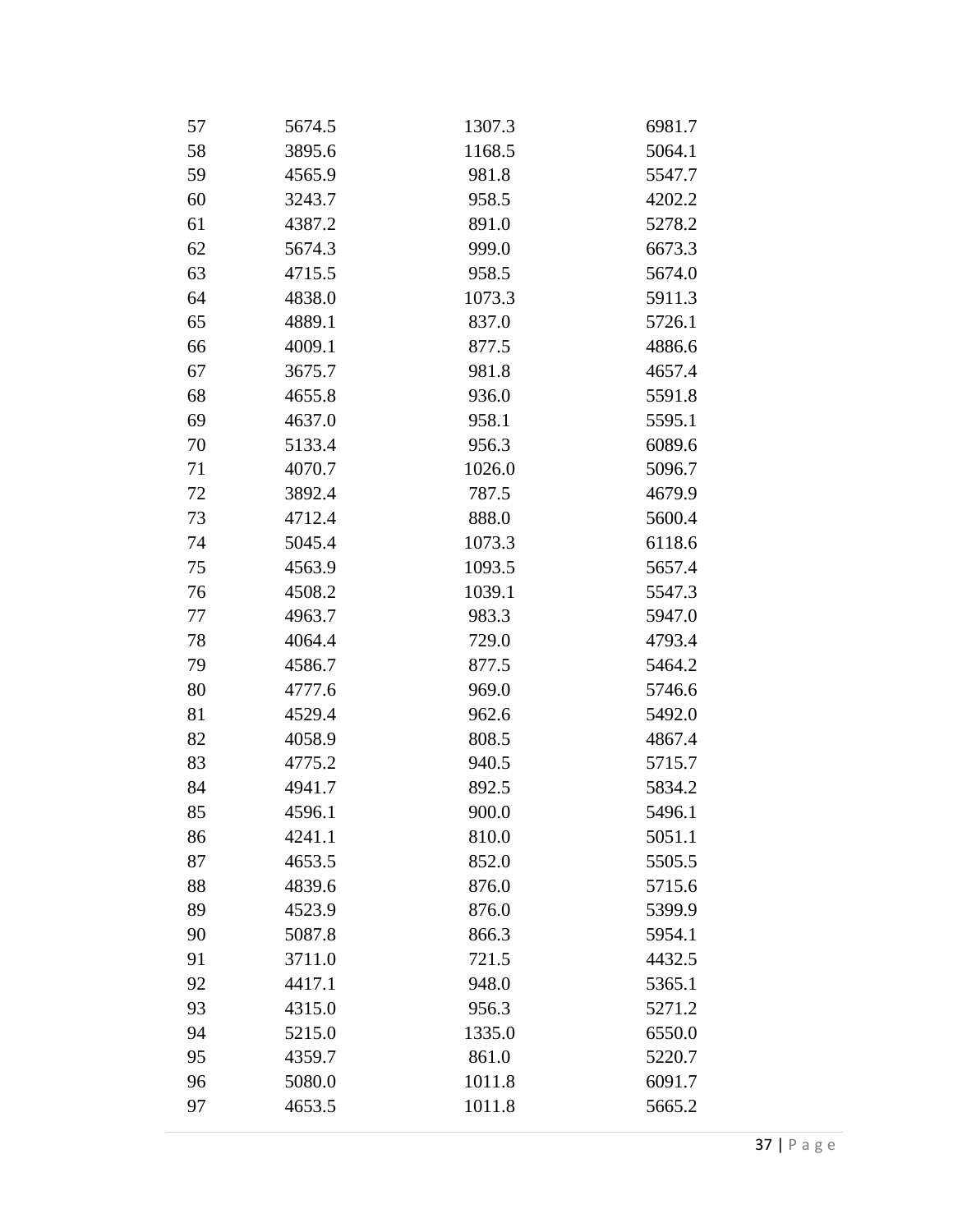| | | | |
|---|---|---|---|
| 57 | 5674.5 | 1307.3 | 6981.7 |
| 58 | 3895.6 | 1168.5 | 5064.1 |
| 59 | 4565.9 | 981.8 | 5547.7 |
| 60 | 3243.7 | 958.5 | 4202.2 |
| 61 | 4387.2 | 891.0 | 5278.2 |
| 62 | 5674.3 | 999.0 | 6673.3 |
| 63 | 4715.5 | 958.5 | 5674.0 |
| 64 | 4838.0 | 1073.3 | 5911.3 |
| 65 | 4889.1 | 837.0 | 5726.1 |
| 66 | 4009.1 | 877.5 | 4886.6 |
| 67 | 3675.7 | 981.8 | 4657.4 |
| 68 | 4655.8 | 936.0 | 5591.8 |
| 69 | 4637.0 | 958.1 | 5595.1 |
| 70 | 5133.4 | 956.3 | 6089.6 |
| 71 | 4070.7 | 1026.0 | 5096.7 |
| 72 | 3892.4 | 787.5 | 4679.9 |
| 73 | 4712.4 | 888.0 | 5600.4 |
| 74 | 5045.4 | 1073.3 | 6118.6 |
| 75 | 4563.9 | 1093.5 | 5657.4 |
| 76 | 4508.2 | 1039.1 | 5547.3 |
| 77 | 4963.7 | 983.3 | 5947.0 |
| 78 | 4064.4 | 729.0 | 4793.4 |
| 79 | 4586.7 | 877.5 | 5464.2 |
| 80 | 4777.6 | 969.0 | 5746.6 |
| 81 | 4529.4 | 962.6 | 5492.0 |
| 82 | 4058.9 | 808.5 | 4867.4 |
| 83 | 4775.2 | 940.5 | 5715.7 |
| 84 | 4941.7 | 892.5 | 5834.2 |
| 85 | 4596.1 | 900.0 | 5496.1 |
| 86 | 4241.1 | 810.0 | 5051.1 |
| 87 | 4653.5 | 852.0 | 5505.5 |
| 88 | 4839.6 | 876.0 | 5715.6 |
| 89 | 4523.9 | 876.0 | 5399.9 |
| 90 | 5087.8 | 866.3 | 5954.1 |
| 91 | 3711.0 | 721.5 | 4432.5 |
| 92 | 4417.1 | 948.0 | 5365.1 |
| 93 | 4315.0 | 956.3 | 5271.2 |
| 94 | 5215.0 | 1335.0 | 6550.0 |
| 95 | 4359.7 | 861.0 | 5220.7 |
| 96 | 5080.0 | 1011.8 | 6091.7 |
| 97 | 4653.5 | 1011.8 | 5665.2 |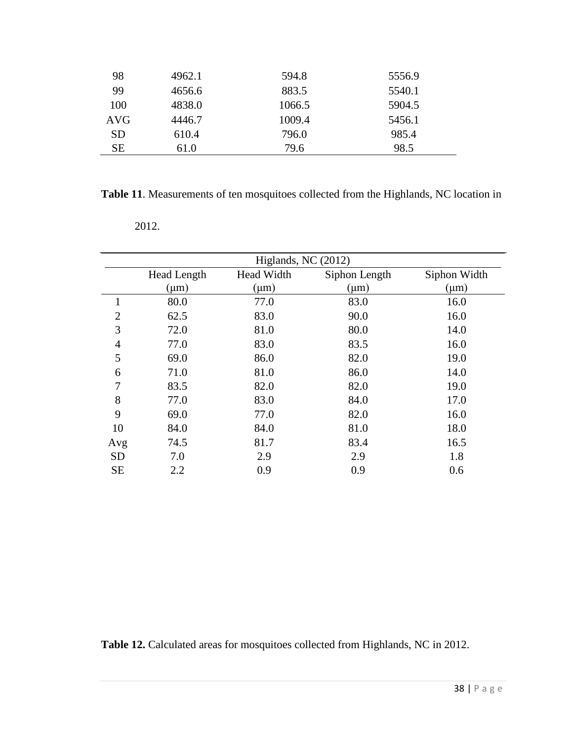| | | | |
|---|---|---|---|
| 98 | 4962.1 | 594.8 | 5556.9 |
| 99 | 4656.6 | 883.5 | 5540.1 |
| 100 | 4838.0 | 1066.5 | 5904.5 |
| AVG | 4446.7 | 1009.4 | 5456.1 |
| SD | 610.4 | 796.0 | 985.4 |
| SE | 61.0 | 79.6 | 98.5 |

**Table 11**. Measurements of ten mosquitoes collected from the Highlands, NC location in 2012.

| | Higlands, NC (2012) | | | |
|---|---|---|---|---|
| | Head Length (μm) | Head Width (μm) | Siphon Length (μm) | Siphon Width (μm) |
| 1 | 80.0 | 77.0 | 83.0 | 16.0 |
| 2 | 62.5 | 83.0 | 90.0 | 16.0 |
| 3 | 72.0 | 81.0 | 80.0 | 14.0 |
| 4 | 77.0 | 83.0 | 83.5 | 16.0 |
| 5 | 69.0 | 86.0 | 82.0 | 19.0 |
| 6 | 71.0 | 81.0 | 86.0 | 14.0 |
| 7 | 83.5 | 82.0 | 82.0 | 19.0 |
| 8 | 77.0 | 83.0 | 84.0 | 17.0 |
| 9 | 69.0 | 77.0 | 82.0 | 16.0 |
| 10 | 84.0 | 84.0 | 81.0 | 18.0 |
| Avg | 74.5 | 81.7 | 83.4 | 16.5 |
| SD | 7.0 | 2.9 | 2.9 | 1.8 |
| SE | 2.2 | 0.9 | 0.9 | 0.6 |

**Table 12.** Calculated areas for mosquitoes collected from Highlands, NC in 2012.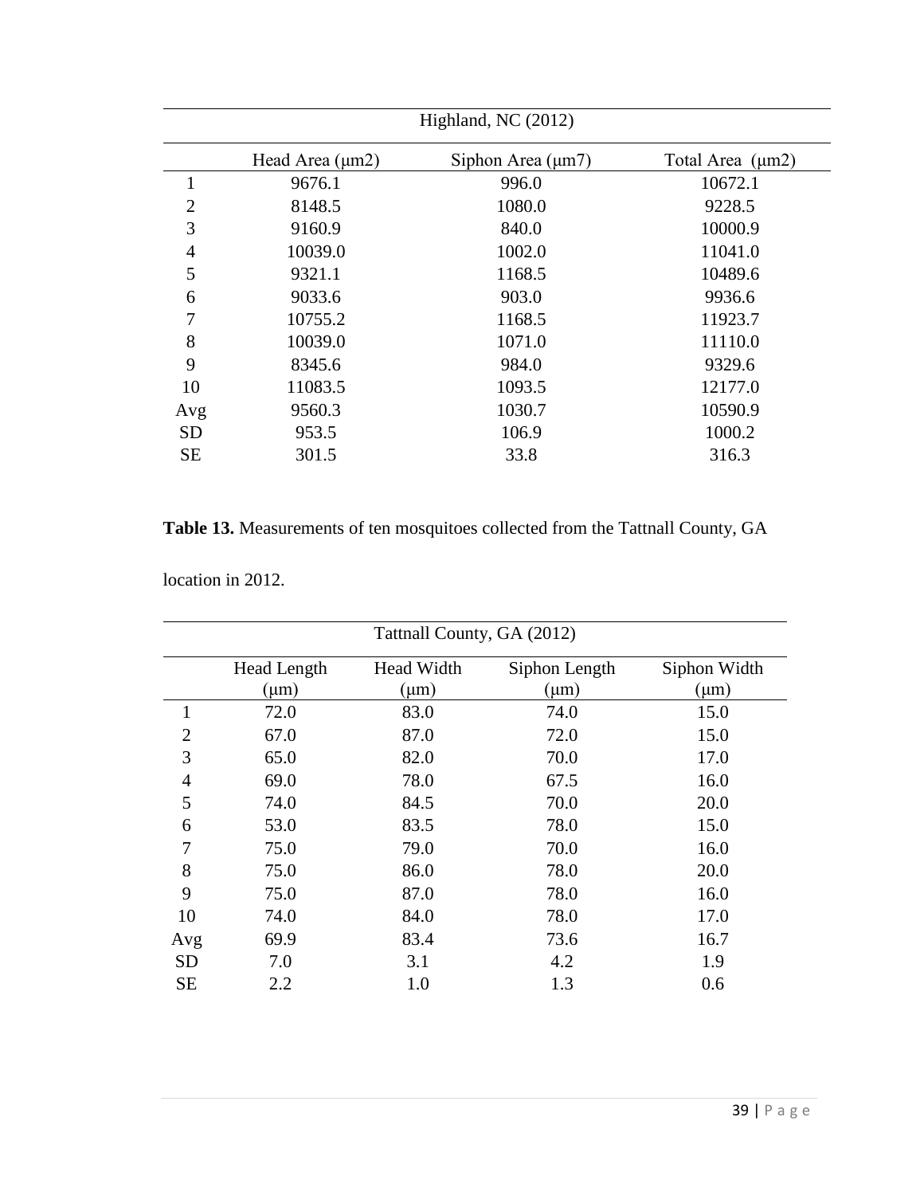| Highland, NC (2012) | | | |
|---|---|---|---|
| | Head Area (μm2) | Siphon Area (μm7) | Total Area (μm2) |
| 1 | 9676.1 | 996.0 | 10672.1 |
| 2 | 8148.5 | 1080.0 | 9228.5 |
| 3 | 9160.9 | 840.0 | 10000.9 |
| 4 | 10039.0 | 1002.0 | 11041.0 |
| 5 | 9321.1 | 1168.5 | 10489.6 |
| 6 | 9033.6 | 903.0 | 9936.6 |
| 7 | 10755.2 | 1168.5 | 11923.7 |
| 8 | 10039.0 | 1071.0 | 11110.0 |
| 9 | 8345.6 | 984.0 | 9329.6 |
| 10 | 11083.5 | 1093.5 | 12177.0 |
| Avg | 9560.3 | 1030.7 | 10590.9 |
| SD | 953.5 | 106.9 | 1000.2 |
| SE | 301.5 | 33.8 | 316.3 |

**Table 13.** Measurements of ten mosquitoes collected from the Tattnall County, GA location in 2012.

| Tattnall County, GA (2012) | | | | |
|---|---|---|---|---|
| | Head Length (μm) | Head Width (μm) | Siphon Length (μm) | Siphon Width (μm) |
| 1 | 72.0 | 83.0 | 74.0 | 15.0 |
| 2 | 67.0 | 87.0 | 72.0 | 15.0 |
| 3 | 65.0 | 82.0 | 70.0 | 17.0 |
| 4 | 69.0 | 78.0 | 67.5 | 16.0 |
| 5 | 74.0 | 84.5 | 70.0 | 20.0 |
| 6 | 53.0 | 83.5 | 78.0 | 15.0 |
| 7 | 75.0 | 79.0 | 70.0 | 16.0 |
| 8 | 75.0 | 86.0 | 78.0 | 20.0 |
| 9 | 75.0 | 87.0 | 78.0 | 16.0 |
| 10 | 74.0 | 84.0 | 78.0 | 17.0 |
| Avg | 69.9 | 83.4 | 73.6 | 16.7 |
| SD | 7.0 | 3.1 | 4.2 | 1.9 |
| SE | 2.2 | 1.0 | 1.3 | 0.6 |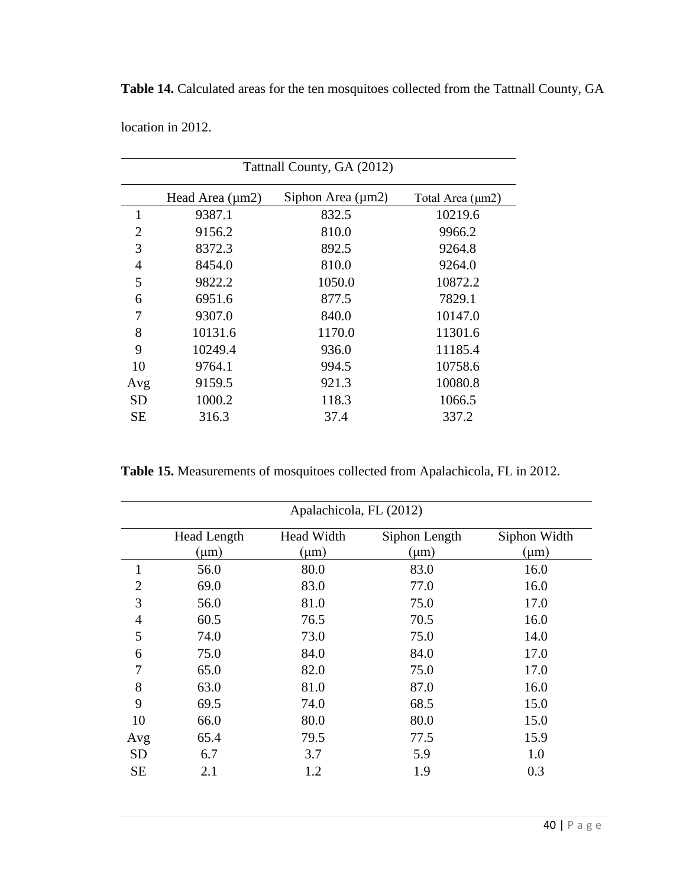**Table 14.** Calculated areas for the ten mosquitoes collected from the Tattnall County, GA location in 2012.

| Tattnall County, GA (2012) | | | |
|---|---|---|---|
| | Head Area (μm2) | Siphon Area (μm2) | Total Area (μm2) |
| 1 | 9387.1 | 832.5 | 10219.6 |
| 2 | 9156.2 | 810.0 | 9966.2 |
| 3 | 8372.3 | 892.5 | 9264.8 |
| 4 | 8454.0 | 810.0 | 9264.0 |
| 5 | 9822.2 | 1050.0 | 10872.2 |
| 6 | 6951.6 | 877.5 | 7829.1 |
| 7 | 9307.0 | 840.0 | 10147.0 |
| 8 | 10131.6 | 1170.0 | 11301.6 |
| 9 | 10249.4 | 936.0 | 11185.4 |
| 10 | 9764.1 | 994.5 | 10758.6 |
| Avg | 9159.5 | 921.3 | 10080.8 |
| SD | 1000.2 | 118.3 | 1066.5 |
| SE | 316.3 | 37.4 | 337.2 |

**Table 15.** Measurements of mosquitoes collected from Apalachicola, FL in 2012.

| Apalachicola, FL (2012) | | | | |
|---|---|---|---|---|
| | Head Length (μm) | Head Width (μm) | Siphon Length (μm) | Siphon Width (μm) |
| 1 | 56.0 | 80.0 | 83.0 | 16.0 |
| 2 | 69.0 | 83.0 | 77.0 | 16.0 |
| 3 | 56.0 | 81.0 | 75.0 | 17.0 |
| 4 | 60.5 | 76.5 | 70.5 | 16.0 |
| 5 | 74.0 | 73.0 | 75.0 | 14.0 |
| 6 | 75.0 | 84.0 | 84.0 | 17.0 |
| 7 | 65.0 | 82.0 | 75.0 | 17.0 |
| 8 | 63.0 | 81.0 | 87.0 | 16.0 |
| 9 | 69.5 | 74.0 | 68.5 | 15.0 |
| 10 | 66.0 | 80.0 | 80.0 | 15.0 |
| Avg | 65.4 | 79.5 | 77.5 | 15.9 |
| SD | 6.7 | 3.7 | 5.9 | 1.0 |
| SE | 2.1 | 1.2 | 1.9 | 0.3 |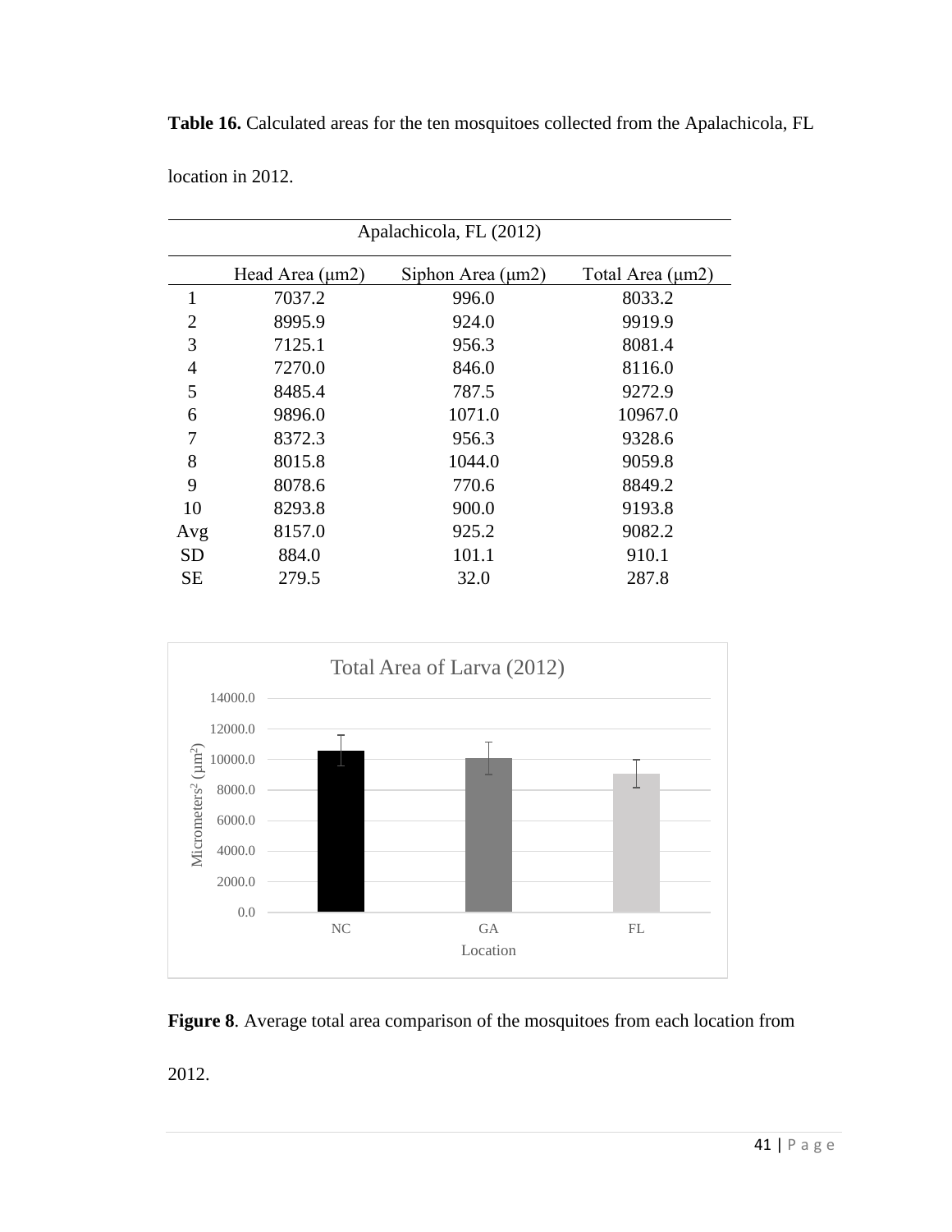**Table 16.** Calculated areas for the ten mosquitoes collected from the Apalachicola, FL location in 2012.

| Apalachicola, FL (2012) | | | |
|---|---|---|---|
| | Head Area (μm2) | Siphon Area (μm2) | Total Area (μm2) |
| 1 | 7037.2 | 996.0 | 8033.2 |
| 2 | 8995.9 | 924.0 | 9919.9 |
| 3 | 7125.1 | 956.3 | 8081.4 |
| 4 | 7270.0 | 846.0 | 8116.0 |
| 5 | 8485.4 | 787.5 | 9272.9 |
| 6 | 9896.0 | 1071.0 | 10967.0 |
| 7 | 8372.3 | 956.3 | 9328.6 |
| 8 | 8015.8 | 1044.0 | 9059.8 |
| 9 | 8078.6 | 770.6 | 8849.2 |
| 10 | 8293.8 | 900.0 | 9193.8 |
| Avg | 8157.0 | 925.2 | 9082.2 |
| SD | 884.0 | 101.1 | 910.1 |
| SE | 279.5 | 32.0 | 287.8 |

**Figure 8**. Average total area comparison of the mosquitoes from each location from 2012.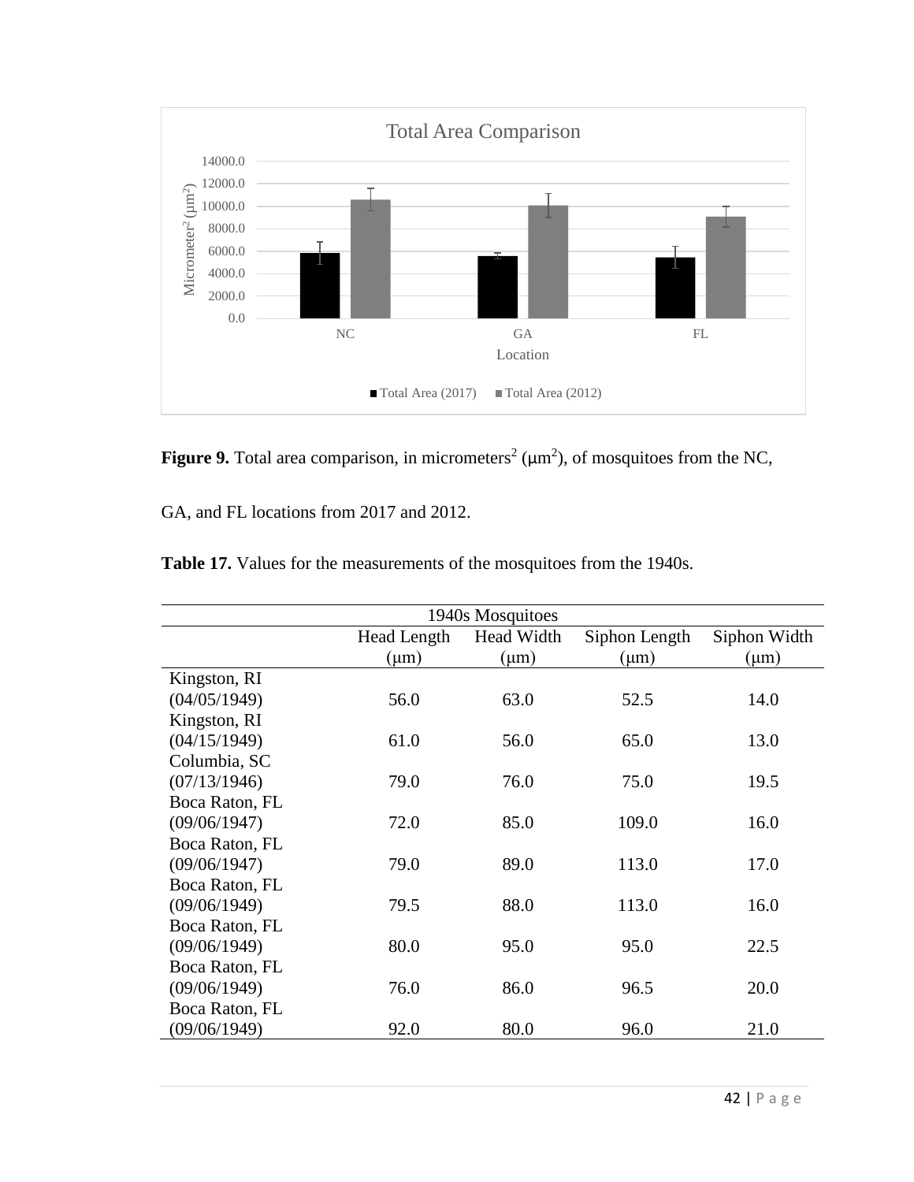**Figure 9.** Total area comparison, in micrometers$^2$ ($\mu m^2$), of mosquitoes from the NC, GA, and FL locations from 2017 and 2012.

**Table 17.** Values for the measurements of the mosquitoes from the 1940s.

| 1940s Mosquitoes | | | | |
|---|---|---|---|---|
| | Head Length ($\mu$m) | Head Width ($\mu$m) | Siphon Length ($\mu$m) | Siphon Width ($\mu$m) |
| Kingston, RI (04/05/1949) | 56.0 | 63.0 | 52.5 | 14.0 |
| Kingston, RI (04/15/1949) | 61.0 | 56.0 | 65.0 | 13.0 |
| Columbia, SC (07/13/1946) | 79.0 | 76.0 | 75.0 | 19.5 |
| Boca Raton, FL (09/06/1947) | 72.0 | 85.0 | 109.0 | 16.0 |
| Boca Raton, FL (09/06/1947) | 79.0 | 89.0 | 113.0 | 17.0 |
| Boca Raton, FL (09/06/1949) | 79.5 | 88.0 | 113.0 | 16.0 |
| Boca Raton, FL (09/06/1949) | 80.0 | 95.0 | 95.0 | 22.5 |
| Boca Raton, FL (09/06/1949) | 76.0 | 86.0 | 96.5 | 20.0 |
| Boca Raton, FL (09/06/1949) | 92.0 | 80.0 | 96.0 | 21.0 |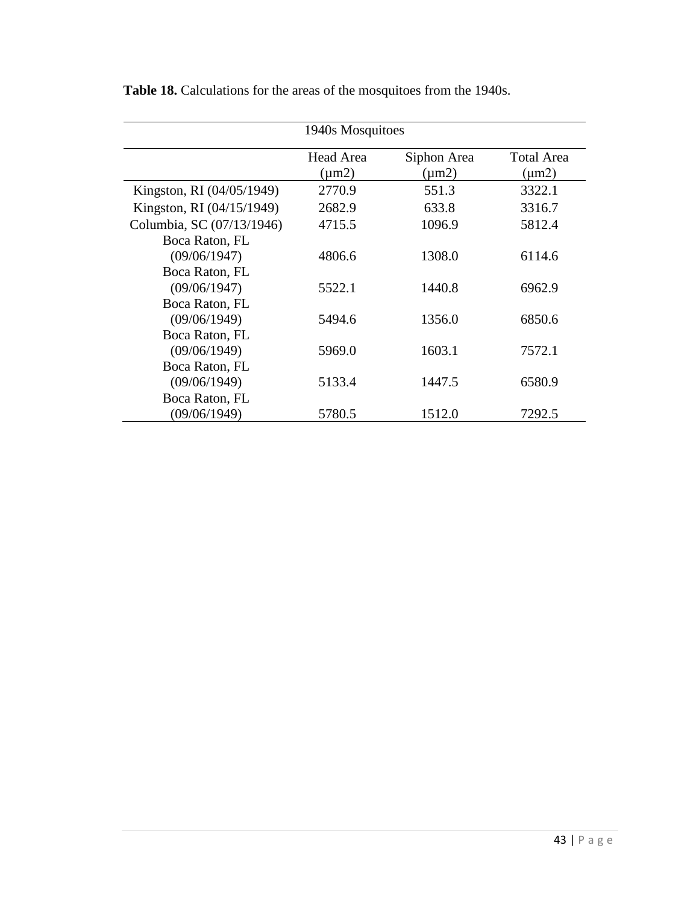**Table 18.** Calculations for the areas of the mosquitoes from the 1940s.

| 1940s Mosquitoes | | | |
|---|---|---|---|
| | Head Area (μm2) | Siphon Area (μm2) | Total Area (μm2) |
| Kingston, RI (04/05/1949) | 2770.9 | 551.3 | 3322.1 |
| Kingston, RI (04/15/1949) | 2682.9 | 633.8 | 3316.7 |
| Columbia, SC (07/13/1946) | 4715.5 | 1096.9 | 5812.4 |
| Boca Raton, FL (09/06/1947) | 4806.6 | 1308.0 | 6114.6 |
| Boca Raton, FL (09/06/1947) | 5522.1 | 1440.8 | 6962.9 |
| Boca Raton, FL (09/06/1949) | 5494.6 | 1356.0 | 6850.6 |
| Boca Raton, FL (09/06/1949) | 5969.0 | 1603.1 | 7572.1 |
| Boca Raton, FL (09/06/1949) | 5133.4 | 1447.5 | 6580.9 |
| Boca Raton, FL (09/06/1949) | 5780.5 | 1512.0 | 7292.5 |